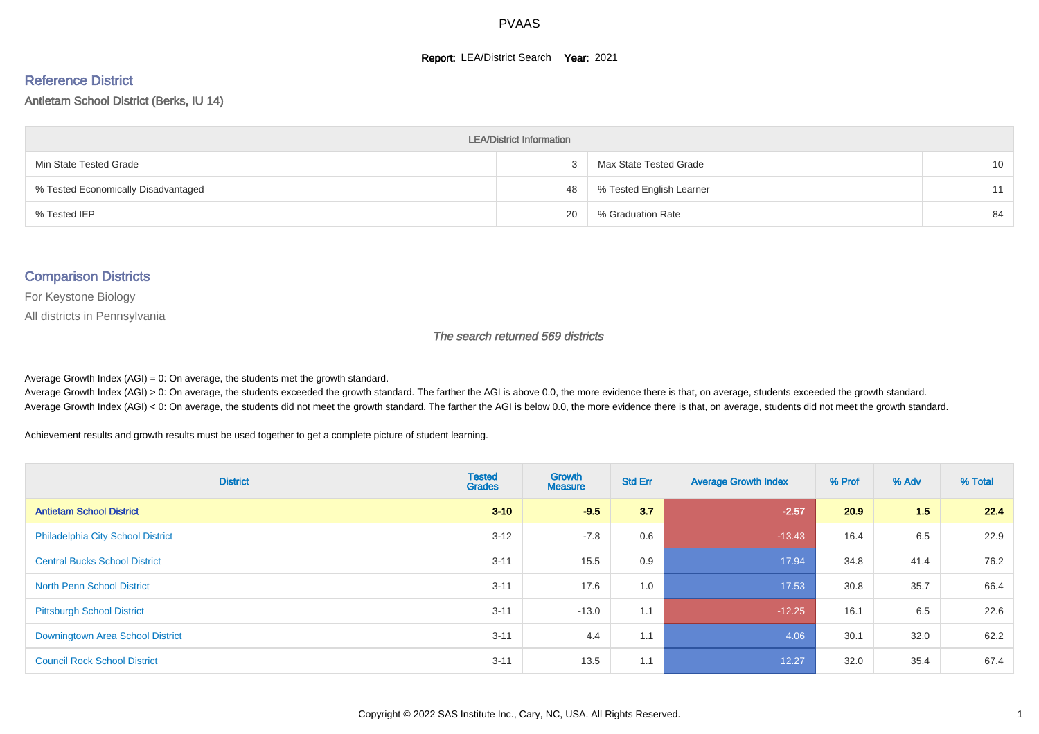# PVAAS

**Report:** LEA/District Search **Year:** 2021

## Reference District

Antietam School District (Berks, IU 14)

| LEA/District Information | | | |
|---|---|---|---|
| Min State Tested Grade | 3 | Max State Tested Grade | 10 |
| % Tested Economically Disadvantaged | 48 | % Tested English Learner | 11 |
| % Tested IEP | 20 | % Graduation Rate | 84 |

## Comparison Districts

For Keystone Biology

All districts in Pennsylvania

*The search returned 569 districts*

Average Growth Index (AGI) = 0: On average, the students met the growth standard.
Average Growth Index (AGI) > 0: On average, the students exceeded the growth standard. The farther the AGI is above 0.0, the more evidence there is that, on average, students exceeded the growth standard.
Average Growth Index (AGI) < 0: On average, the students did not meet the growth standard. The farther the AGI is below 0.0, the more evidence there is that, on average, students did not meet the growth standard.

Achievement results and growth results must be used together to get a complete picture of student learning.

| District | Tested Grades | Growth Measure | Std Err | Average Growth Index | % Prof | % Adv | % Total |
|---|---|---|---|---|---|---|---|
| **Antietam School District** | **3-10** | **-9.5** | **3.7** | **-2.57** | **20.9** | **1.5** | **22.4** |
| Philadelphia City School District | 3-12 | -7.8 | 0.6 | -13.43 | 16.4 | 6.5 | 22.9 |
| Central Bucks School District | 3-11 | 15.5 | 0.9 | 17.94 | 34.8 | 41.4 | 76.2 |
| North Penn School District | 3-11 | 17.6 | 1.0 | 17.53 | 30.8 | 35.7 | 66.4 |
| Pittsburgh School District | 3-11 | -13.0 | 1.1 | -12.25 | 16.1 | 6.5 | 22.6 |
| Downingtown Area School District | 3-11 | 4.4 | 1.1 | 4.06 | 30.1 | 32.0 | 62.2 |
| Council Rock School District | 3-11 | 13.5 | 1.1 | 12.27 | 32.0 | 35.4 | 67.4 |

Copyright © 2022 SAS Institute Inc., Cary, NC, USA. All Rights Reserved.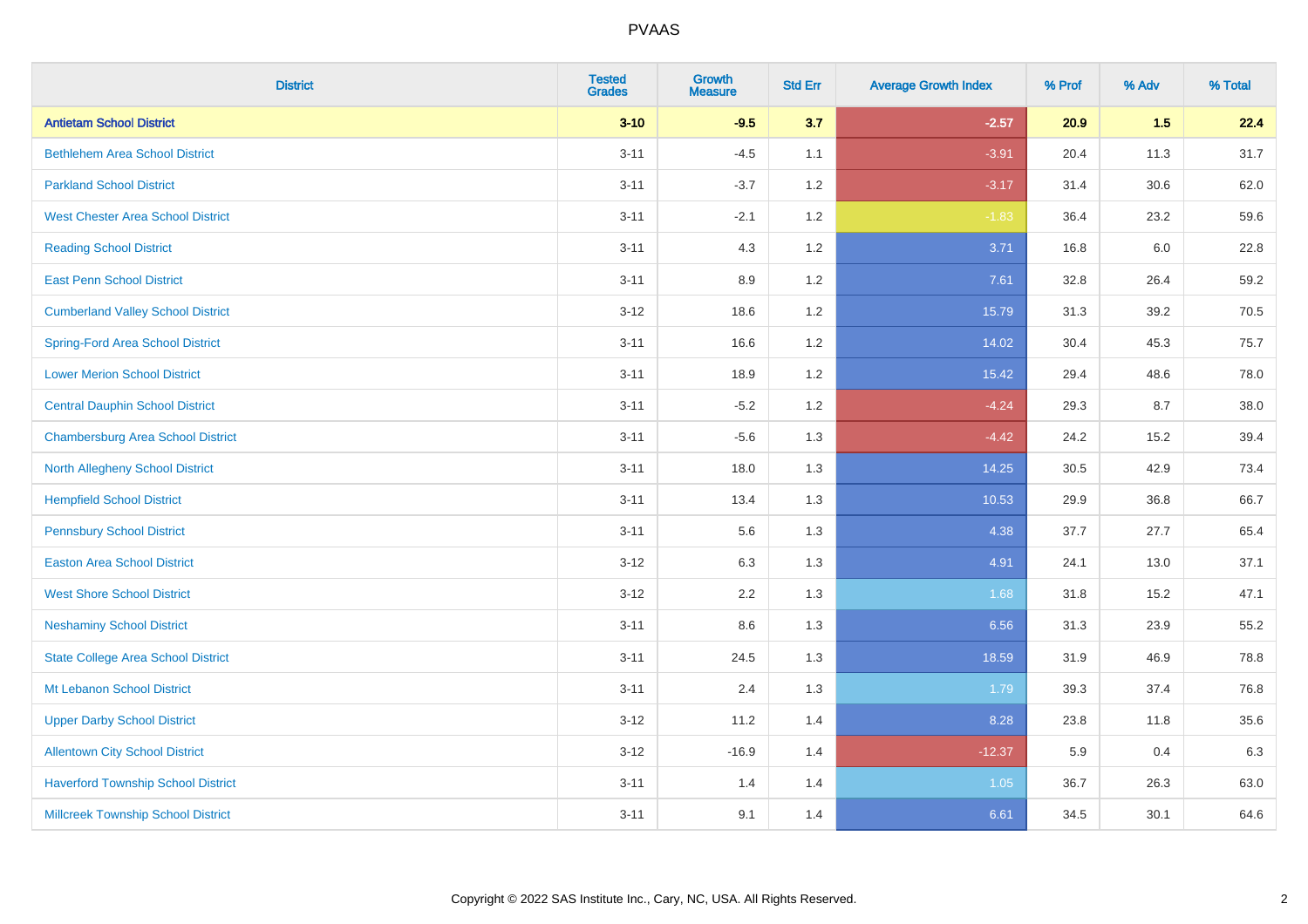# PVAAS

| District | Tested Grades | Growth Measure | Std Err | Average Growth Index | % Prof | % Adv | % Total |
|---|---|---|---|---|---|---|---|
| **Antietam School District** | **3-10** | **-9.5** | **3.7** | **-2.57** | **20.9** | **1.5** | **22.4** |
| Bethlehem Area School District | 3-11 | -4.5 | 1.1 | -3.91 | 20.4 | 11.3 | 31.7 |
| Parkland School District | 3-11 | -3.7 | 1.2 | -3.17 | 31.4 | 30.6 | 62.0 |
| West Chester Area School District | 3-11 | -2.1 | 1.2 | -1.83 | 36.4 | 23.2 | 59.6 |
| Reading School District | 3-11 | 4.3 | 1.2 | 3.71 | 16.8 | 6.0 | 22.8 |
| East Penn School District | 3-11 | 8.9 | 1.2 | 7.61 | 32.8 | 26.4 | 59.2 |
| Cumberland Valley School District | 3-12 | 18.6 | 1.2 | 15.79 | 31.3 | 39.2 | 70.5 |
| Spring-Ford Area School District | 3-11 | 16.6 | 1.2 | 14.02 | 30.4 | 45.3 | 75.7 |
| Lower Merion School District | 3-11 | 18.9 | 1.2 | 15.42 | 29.4 | 48.6 | 78.0 |
| Central Dauphin School District | 3-11 | -5.2 | 1.2 | -4.24 | 29.3 | 8.7 | 38.0 |
| Chambersburg Area School District | 3-11 | -5.6 | 1.3 | -4.42 | 24.2 | 15.2 | 39.4 |
| North Allegheny School District | 3-11 | 18.0 | 1.3 | 14.25 | 30.5 | 42.9 | 73.4 |
| Hempfield School District | 3-11 | 13.4 | 1.3 | 10.53 | 29.9 | 36.8 | 66.7 |
| Pennsbury School District | 3-11 | 5.6 | 1.3 | 4.38 | 37.7 | 27.7 | 65.4 |
| Easton Area School District | 3-12 | 6.3 | 1.3 | 4.91 | 24.1 | 13.0 | 37.1 |
| West Shore School District | 3-12 | 2.2 | 1.3 | 1.68 | 31.8 | 15.2 | 47.1 |
| Neshaminy School District | 3-11 | 8.6 | 1.3 | 6.56 | 31.3 | 23.9 | 55.2 |
| State College Area School District | 3-11 | 24.5 | 1.3 | 18.59 | 31.9 | 46.9 | 78.8 |
| Mt Lebanon School District | 3-11 | 2.4 | 1.3 | 1.79 | 39.3 | 37.4 | 76.8 |
| Upper Darby School District | 3-12 | 11.2 | 1.4 | 8.28 | 23.8 | 11.8 | 35.6 |
| Allentown City School District | 3-12 | -16.9 | 1.4 | -12.37 | 5.9 | 0.4 | 6.3 |
| Haverford Township School District | 3-11 | 1.4 | 1.4 | 1.05 | 36.7 | 26.3 | 63.0 |
| Millcreek Township School District | 3-11 | 9.1 | 1.4 | 6.61 | 34.5 | 30.1 | 64.6 |

Copyright © 2022 SAS Institute Inc., Cary, NC, USA. All Rights Reserved.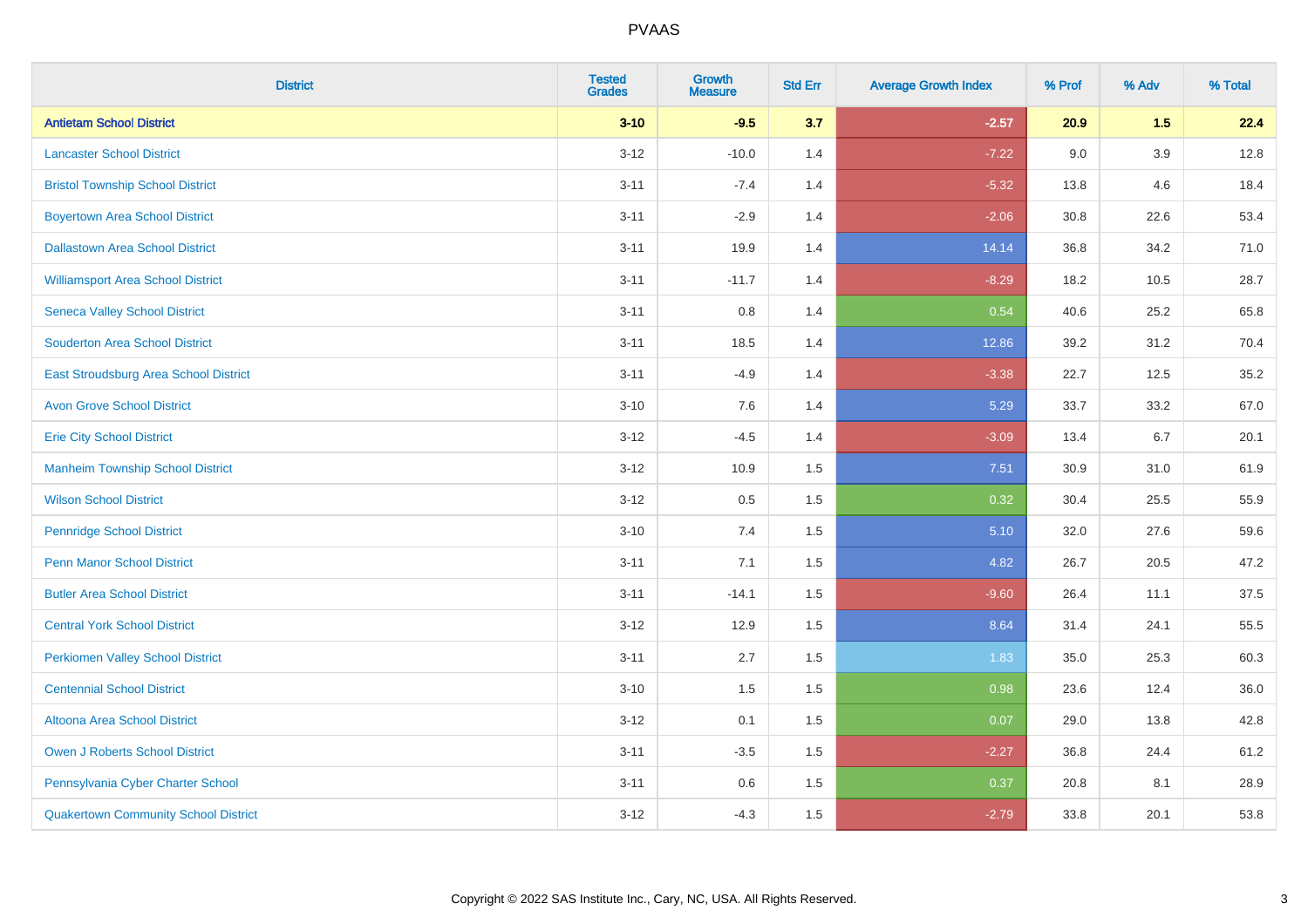# PVAAS

| District | Tested Grades | Growth Measure | Std Err | Average Growth Index | % Prof | % Adv | % Total |
|---|---|---|---|---|---|---|---|
| **Antietam School District** | **3-10** | **-9.5** | **3.7** | **-2.57** | **20.9** | **1.5** | **22.4** |
| Lancaster School District | 3-12 | -10.0 | 1.4 | -7.22 | 9.0 | 3.9 | 12.8 |
| Bristol Township School District | 3-11 | -7.4 | 1.4 | -5.32 | 13.8 | 4.6 | 18.4 |
| Boyertown Area School District | 3-11 | -2.9 | 1.4 | -2.06 | 30.8 | 22.6 | 53.4 |
| Dallastown Area School District | 3-11 | 19.9 | 1.4 | 14.14 | 36.8 | 34.2 | 71.0 |
| Williamsport Area School District | 3-11 | -11.7 | 1.4 | -8.29 | 18.2 | 10.5 | 28.7 |
| Seneca Valley School District | 3-11 | 0.8 | 1.4 | 0.54 | 40.6 | 25.2 | 65.8 |
| Souderton Area School District | 3-11 | 18.5 | 1.4 | 12.86 | 39.2 | 31.2 | 70.4 |
| East Stroudsburg Area School District | 3-11 | -4.9 | 1.4 | -3.38 | 22.7 | 12.5 | 35.2 |
| Avon Grove School District | 3-10 | 7.6 | 1.4 | 5.29 | 33.7 | 33.2 | 67.0 |
| Erie City School District | 3-12 | -4.5 | 1.4 | -3.09 | 13.4 | 6.7 | 20.1 |
| Manheim Township School District | 3-12 | 10.9 | 1.5 | 7.51 | 30.9 | 31.0 | 61.9 |
| Wilson School District | 3-12 | 0.5 | 1.5 | 0.32 | 30.4 | 25.5 | 55.9 |
| Pennridge School District | 3-10 | 7.4 | 1.5 | 5.10 | 32.0 | 27.6 | 59.6 |
| Penn Manor School District | 3-11 | 7.1 | 1.5 | 4.82 | 26.7 | 20.5 | 47.2 |
| Butler Area School District | 3-11 | -14.1 | 1.5 | -9.60 | 26.4 | 11.1 | 37.5 |
| Central York School District | 3-12 | 12.9 | 1.5 | 8.64 | 31.4 | 24.1 | 55.5 |
| Perkiomen Valley School District | 3-11 | 2.7 | 1.5 | 1.83 | 35.0 | 25.3 | 60.3 |
| Centennial School District | 3-10 | 1.5 | 1.5 | 0.98 | 23.6 | 12.4 | 36.0 |
| Altoona Area School District | 3-12 | 0.1 | 1.5 | 0.07 | 29.0 | 13.8 | 42.8 |
| Owen J Roberts School District | 3-11 | -3.5 | 1.5 | -2.27 | 36.8 | 24.4 | 61.2 |
| Pennsylvania Cyber Charter School | 3-11 | 0.6 | 1.5 | 0.37 | 20.8 | 8.1 | 28.9 |
| Quakertown Community School District | 3-12 | -4.3 | 1.5 | -2.79 | 33.8 | 20.1 | 53.8 |

Copyright © 2022 SAS Institute Inc., Cary, NC, USA. All Rights Reserved.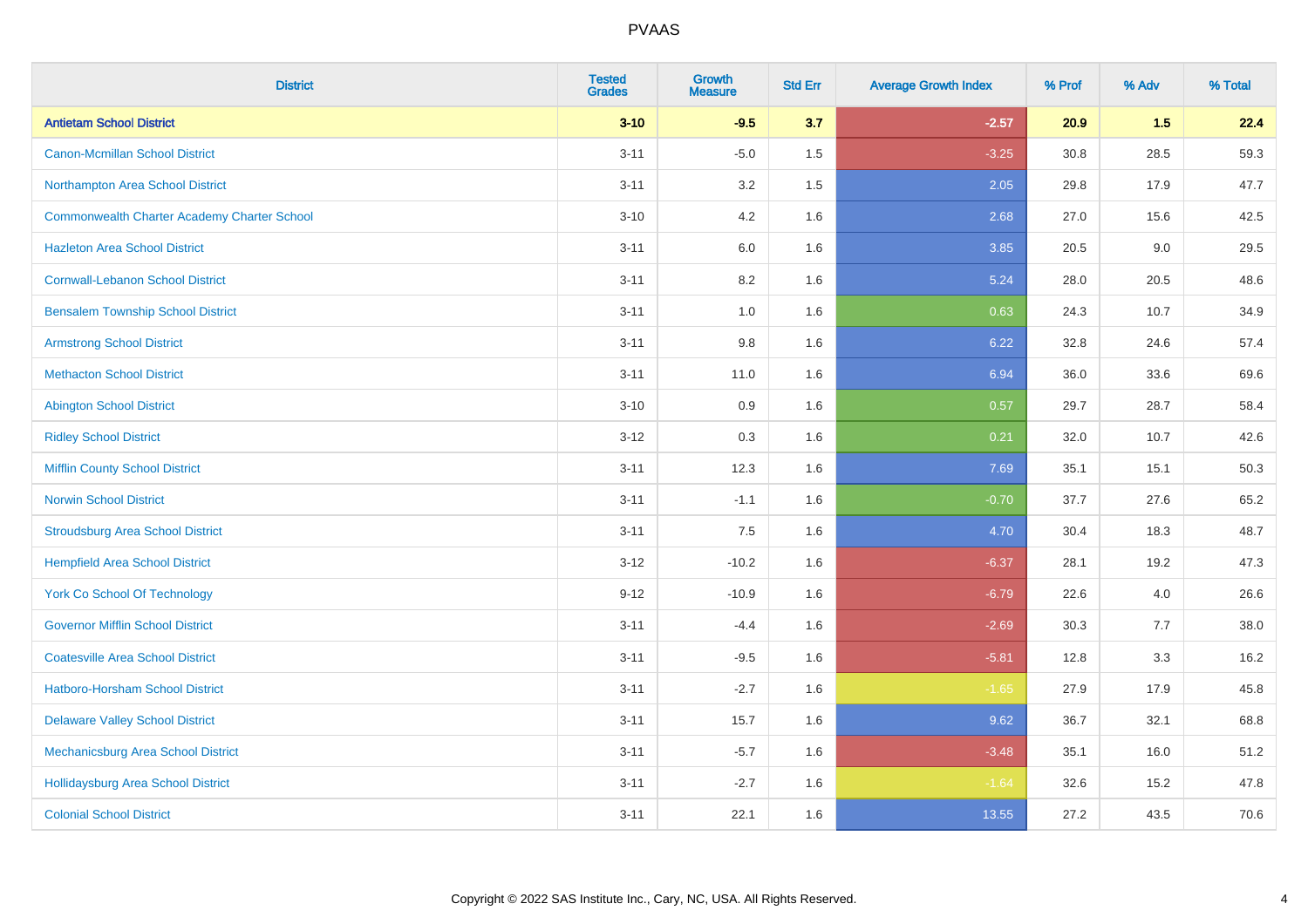| District | Tested Grades | Growth Measure | Std Err | Average Growth Index | % Prof | % Adv | % Total |
|---|---|---|---|---|---|---|---|
| **Antietam School District** | **3-10** | **-9.5** | **3.7** | **-2.57** | **20.9** | **1.5** | **22.4** |
| Canon-Mcmillan School District | 3-11 | -5.0 | 1.5 | -3.25 | 30.8 | 28.5 | 59.3 |
| Northampton Area School District | 3-11 | 3.2 | 1.5 | 2.05 | 29.8 | 17.9 | 47.7 |
| Commonwealth Charter Academy Charter School | 3-10 | 4.2 | 1.6 | 2.68 | 27.0 | 15.6 | 42.5 |
| Hazleton Area School District | 3-11 | 6.0 | 1.6 | 3.85 | 20.5 | 9.0 | 29.5 |
| Cornwall-Lebanon School District | 3-11 | 8.2 | 1.6 | 5.24 | 28.0 | 20.5 | 48.6 |
| Bensalem Township School District | 3-11 | 1.0 | 1.6 | 0.63 | 24.3 | 10.7 | 34.9 |
| Armstrong School District | 3-11 | 9.8 | 1.6 | 6.22 | 32.8 | 24.6 | 57.4 |
| Methacton School District | 3-11 | 11.0 | 1.6 | 6.94 | 36.0 | 33.6 | 69.6 |
| Abington School District | 3-10 | 0.9 | 1.6 | 0.57 | 29.7 | 28.7 | 58.4 |
| Ridley School District | 3-12 | 0.3 | 1.6 | 0.21 | 32.0 | 10.7 | 42.6 |
| Mifflin County School District | 3-11 | 12.3 | 1.6 | 7.69 | 35.1 | 15.1 | 50.3 |
| Norwin School District | 3-11 | -1.1 | 1.6 | -0.70 | 37.7 | 27.6 | 65.2 |
| Stroudsburg Area School District | 3-11 | 7.5 | 1.6 | 4.70 | 30.4 | 18.3 | 48.7 |
| Hempfield Area School District | 3-12 | -10.2 | 1.6 | -6.37 | 28.1 | 19.2 | 47.3 |
| York Co School Of Technology | 9-12 | -10.9 | 1.6 | -6.79 | 22.6 | 4.0 | 26.6 |
| Governor Mifflin School District | 3-11 | -4.4 | 1.6 | -2.69 | 30.3 | 7.7 | 38.0 |
| Coatesville Area School District | 3-11 | -9.5 | 1.6 | -5.81 | 12.8 | 3.3 | 16.2 |
| Hatboro-Horsham School District | 3-11 | -2.7 | 1.6 | -1.65 | 27.9 | 17.9 | 45.8 |
| Delaware Valley School District | 3-11 | 15.7 | 1.6 | 9.62 | 36.7 | 32.1 | 68.8 |
| Mechanicsburg Area School District | 3-11 | -5.7 | 1.6 | -3.48 | 35.1 | 16.0 | 51.2 |
| Hollidaysburg Area School District | 3-11 | -2.7 | 1.6 | -1.64 | 32.6 | 15.2 | 47.8 |
| Colonial School District | 3-11 | 22.1 | 1.6 | 13.55 | 27.2 | 43.5 | 70.6 |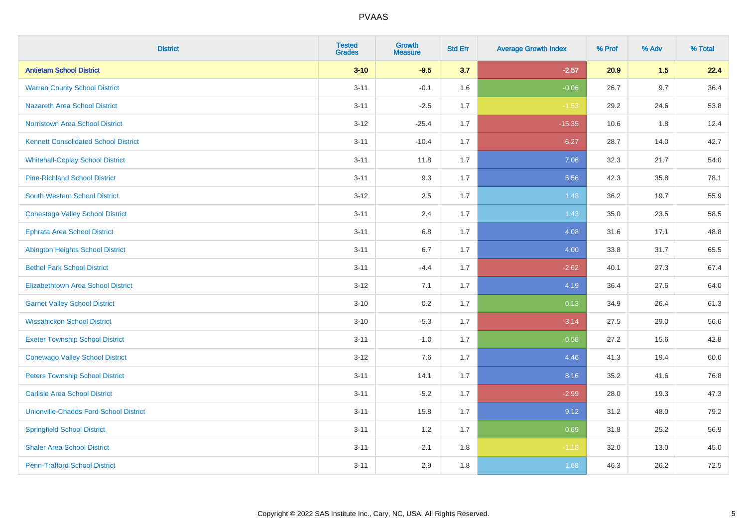# PVAAS

| District | Tested Grades | Growth Measure | Std Err | Average Growth Index | % Prof | % Adv | % Total |
|---|---|---|---|---|---|---|---|
| **Antietam School District** | **3-10** | **-9.5** | **3.7** | **-2.57** | **20.9** | **1.5** | **22.4** |
| Warren County School District | 3-11 | -0.1 | 1.6 | -0.06 | 26.7 | 9.7 | 36.4 |
| Nazareth Area School District | 3-11 | -2.5 | 1.7 | -1.53 | 29.2 | 24.6 | 53.8 |
| Norristown Area School District | 3-12 | -25.4 | 1.7 | -15.35 | 10.6 | 1.8 | 12.4 |
| Kennett Consolidated School District | 3-11 | -10.4 | 1.7 | -6.27 | 28.7 | 14.0 | 42.7 |
| Whitehall-Coplay School District | 3-11 | 11.8 | 1.7 | 7.06 | 32.3 | 21.7 | 54.0 |
| Pine-Richland School District | 3-11 | 9.3 | 1.7 | 5.56 | 42.3 | 35.8 | 78.1 |
| South Western School District | 3-12 | 2.5 | 1.7 | 1.48 | 36.2 | 19.7 | 55.9 |
| Conestoga Valley School District | 3-11 | 2.4 | 1.7 | 1.43 | 35.0 | 23.5 | 58.5 |
| Ephrata Area School District | 3-11 | 6.8 | 1.7 | 4.08 | 31.6 | 17.1 | 48.8 |
| Abington Heights School District | 3-11 | 6.7 | 1.7 | 4.00 | 33.8 | 31.7 | 65.5 |
| Bethel Park School District | 3-11 | -4.4 | 1.7 | -2.62 | 40.1 | 27.3 | 67.4 |
| Elizabethtown Area School District | 3-12 | 7.1 | 1.7 | 4.19 | 36.4 | 27.6 | 64.0 |
| Garnet Valley School District | 3-10 | 0.2 | 1.7 | 0.13 | 34.9 | 26.4 | 61.3 |
| Wissahickon School District | 3-10 | -5.3 | 1.7 | -3.14 | 27.5 | 29.0 | 56.6 |
| Exeter Township School District | 3-11 | -1.0 | 1.7 | -0.58 | 27.2 | 15.6 | 42.8 |
| Conewago Valley School District | 3-12 | 7.6 | 1.7 | 4.46 | 41.3 | 19.4 | 60.6 |
| Peters Township School District | 3-11 | 14.1 | 1.7 | 8.16 | 35.2 | 41.6 | 76.8 |
| Carlisle Area School District | 3-11 | -5.2 | 1.7 | -2.99 | 28.0 | 19.3 | 47.3 |
| Unionville-Chadds Ford School District | 3-11 | 15.8 | 1.7 | 9.12 | 31.2 | 48.0 | 79.2 |
| Springfield School District | 3-11 | 1.2 | 1.7 | 0.69 | 31.8 | 25.2 | 56.9 |
| Shaler Area School District | 3-11 | -2.1 | 1.8 | -1.18 | 32.0 | 13.0 | 45.0 |
| Penn-Trafford School District | 3-11 | 2.9 | 1.8 | 1.68 | 46.3 | 26.2 | 72.5 |

Copyright © 2022 SAS Institute Inc., Cary, NC, USA. All Rights Reserved.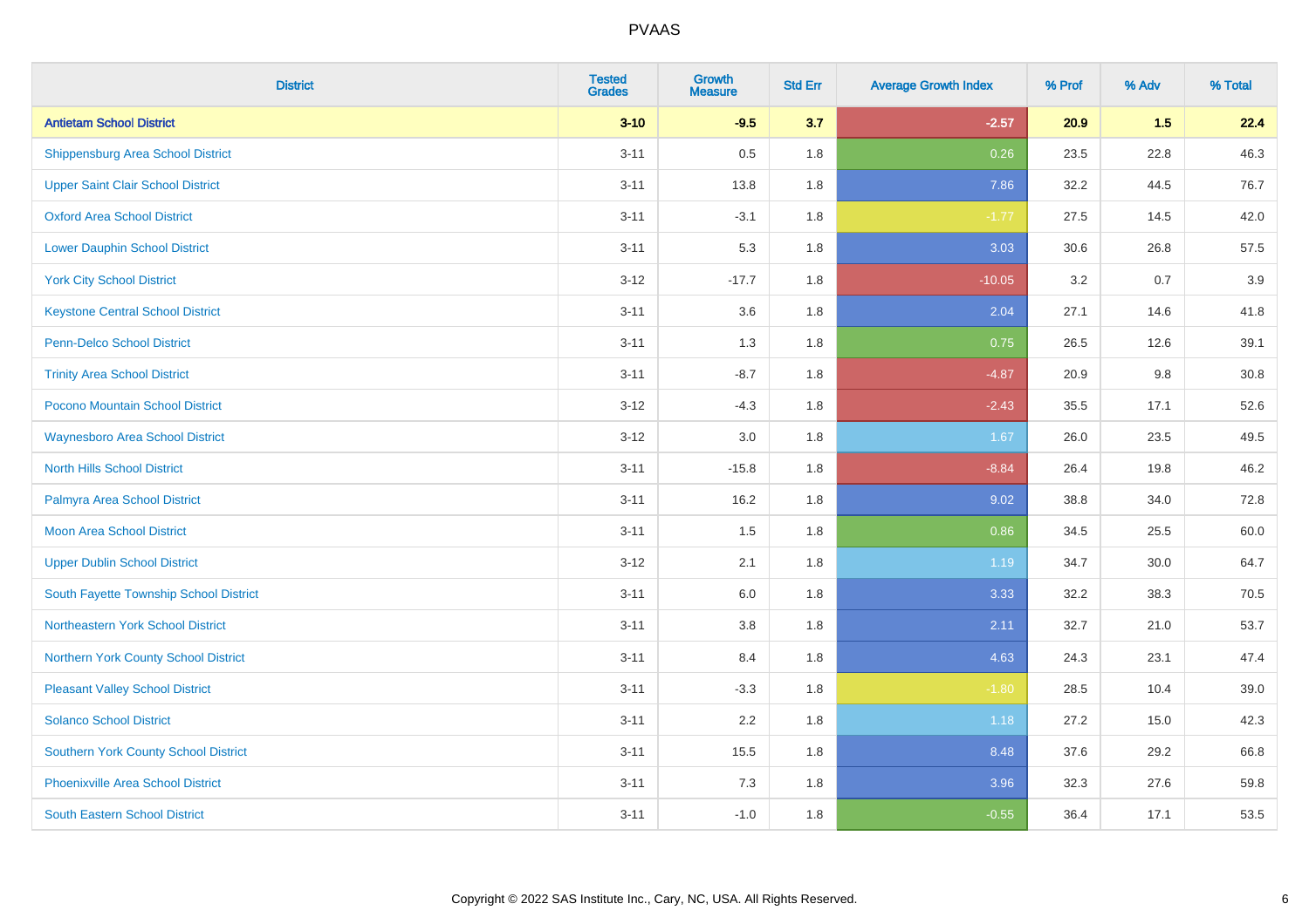| District | Tested Grades | Growth Measure | Std Err | Average Growth Index | % Prof | % Adv | % Total |
|---|---|---|---|---|---|---|---|
| **Antietam School District** | **3-10** | **-9.5** | **3.7** | **-2.57** | **20.9** | **1.5** | **22.4** |
| Shippensburg Area School District | 3-11 | 0.5 | 1.8 | 0.26 | 23.5 | 22.8 | 46.3 |
| Upper Saint Clair School District | 3-11 | 13.8 | 1.8 | 7.86 | 32.2 | 44.5 | 76.7 |
| Oxford Area School District | 3-11 | -3.1 | 1.8 | -1.77 | 27.5 | 14.5 | 42.0 |
| Lower Dauphin School District | 3-11 | 5.3 | 1.8 | 3.03 | 30.6 | 26.8 | 57.5 |
| York City School District | 3-12 | -17.7 | 1.8 | -10.05 | 3.2 | 0.7 | 3.9 |
| Keystone Central School District | 3-11 | 3.6 | 1.8 | 2.04 | 27.1 | 14.6 | 41.8 |
| Penn-Delco School District | 3-11 | 1.3 | 1.8 | 0.75 | 26.5 | 12.6 | 39.1 |
| Trinity Area School District | 3-11 | -8.7 | 1.8 | -4.87 | 20.9 | 9.8 | 30.8 |
| Pocono Mountain School District | 3-12 | -4.3 | 1.8 | -2.43 | 35.5 | 17.1 | 52.6 |
| Waynesboro Area School District | 3-12 | 3.0 | 1.8 | 1.67 | 26.0 | 23.5 | 49.5 |
| North Hills School District | 3-11 | -15.8 | 1.8 | -8.84 | 26.4 | 19.8 | 46.2 |
| Palmyra Area School District | 3-11 | 16.2 | 1.8 | 9.02 | 38.8 | 34.0 | 72.8 |
| Moon Area School District | 3-11 | 1.5 | 1.8 | 0.86 | 34.5 | 25.5 | 60.0 |
| Upper Dublin School District | 3-12 | 2.1 | 1.8 | 1.19 | 34.7 | 30.0 | 64.7 |
| South Fayette Township School District | 3-11 | 6.0 | 1.8 | 3.33 | 32.2 | 38.3 | 70.5 |
| Northeastern York School District | 3-11 | 3.8 | 1.8 | 2.11 | 32.7 | 21.0 | 53.7 |
| Northern York County School District | 3-11 | 8.4 | 1.8 | 4.63 | 24.3 | 23.1 | 47.4 |
| Pleasant Valley School District | 3-11 | -3.3 | 1.8 | -1.80 | 28.5 | 10.4 | 39.0 |
| Solanco School District | 3-11 | 2.2 | 1.8 | 1.18 | 27.2 | 15.0 | 42.3 |
| Southern York County School District | 3-11 | 15.5 | 1.8 | 8.48 | 37.6 | 29.2 | 66.8 |
| Phoenixville Area School District | 3-11 | 7.3 | 1.8 | 3.96 | 32.3 | 27.6 | 59.8 |
| South Eastern School District | 3-11 | -1.0 | 1.8 | -0.55 | 36.4 | 17.1 | 53.5 |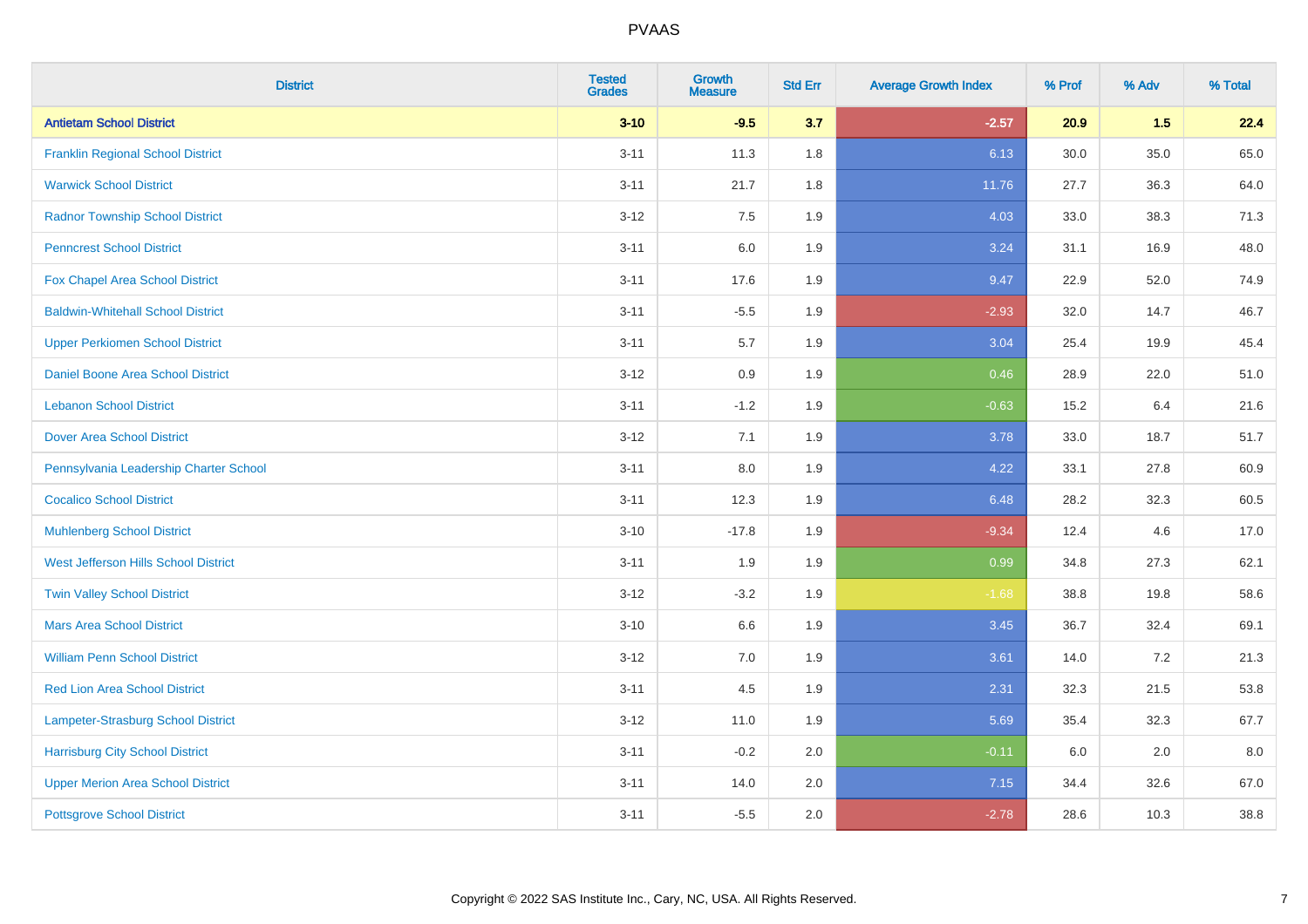# PVAAS

| District | Tested Grades | Growth Measure | Std Err | Average Growth Index | % Prof | % Adv | % Total |
|---|---|---|---|---|---|---|---|
| **Antietam School District** | **3-10** | **-9.5** | **3.7** | **-2.57** | **20.9** | **1.5** | **22.4** |
| Franklin Regional School District | 3-11 | 11.3 | 1.8 | 6.13 | 30.0 | 35.0 | 65.0 |
| Warwick School District | 3-11 | 21.7 | 1.8 | 11.76 | 27.7 | 36.3 | 64.0 |
| Radnor Township School District | 3-12 | 7.5 | 1.9 | 4.03 | 33.0 | 38.3 | 71.3 |
| Penncrest School District | 3-11 | 6.0 | 1.9 | 3.24 | 31.1 | 16.9 | 48.0 |
| Fox Chapel Area School District | 3-11 | 17.6 | 1.9 | 9.47 | 22.9 | 52.0 | 74.9 |
| Baldwin-Whitehall School District | 3-11 | -5.5 | 1.9 | -2.93 | 32.0 | 14.7 | 46.7 |
| Upper Perkiomen School District | 3-11 | 5.7 | 1.9 | 3.04 | 25.4 | 19.9 | 45.4 |
| Daniel Boone Area School District | 3-12 | 0.9 | 1.9 | 0.46 | 28.9 | 22.0 | 51.0 |
| Lebanon School District | 3-11 | -1.2 | 1.9 | -0.63 | 15.2 | 6.4 | 21.6 |
| Dover Area School District | 3-12 | 7.1 | 1.9 | 3.78 | 33.0 | 18.7 | 51.7 |
| Pennsylvania Leadership Charter School | 3-11 | 8.0 | 1.9 | 4.22 | 33.1 | 27.8 | 60.9 |
| Cocalico School District | 3-11 | 12.3 | 1.9 | 6.48 | 28.2 | 32.3 | 60.5 |
| Muhlenberg School District | 3-10 | -17.8 | 1.9 | -9.34 | 12.4 | 4.6 | 17.0 |
| West Jefferson Hills School District | 3-11 | 1.9 | 1.9 | 0.99 | 34.8 | 27.3 | 62.1 |
| Twin Valley School District | 3-12 | -3.2 | 1.9 | -1.68 | 38.8 | 19.8 | 58.6 |
| Mars Area School District | 3-10 | 6.6 | 1.9 | 3.45 | 36.7 | 32.4 | 69.1 |
| William Penn School District | 3-12 | 7.0 | 1.9 | 3.61 | 14.0 | 7.2 | 21.3 |
| Red Lion Area School District | 3-11 | 4.5 | 1.9 | 2.31 | 32.3 | 21.5 | 53.8 |
| Lampeter-Strasburg School District | 3-12 | 11.0 | 1.9 | 5.69 | 35.4 | 32.3 | 67.7 |
| Harrisburg City School District | 3-11 | -0.2 | 2.0 | -0.11 | 6.0 | 2.0 | 8.0 |
| Upper Merion Area School District | 3-11 | 14.0 | 2.0 | 7.15 | 34.4 | 32.6 | 67.0 |
| Pottsgrove School District | 3-11 | -5.5 | 2.0 | -2.78 | 28.6 | 10.3 | 38.8 |

Copyright © 2022 SAS Institute Inc., Cary, NC, USA. All Rights Reserved.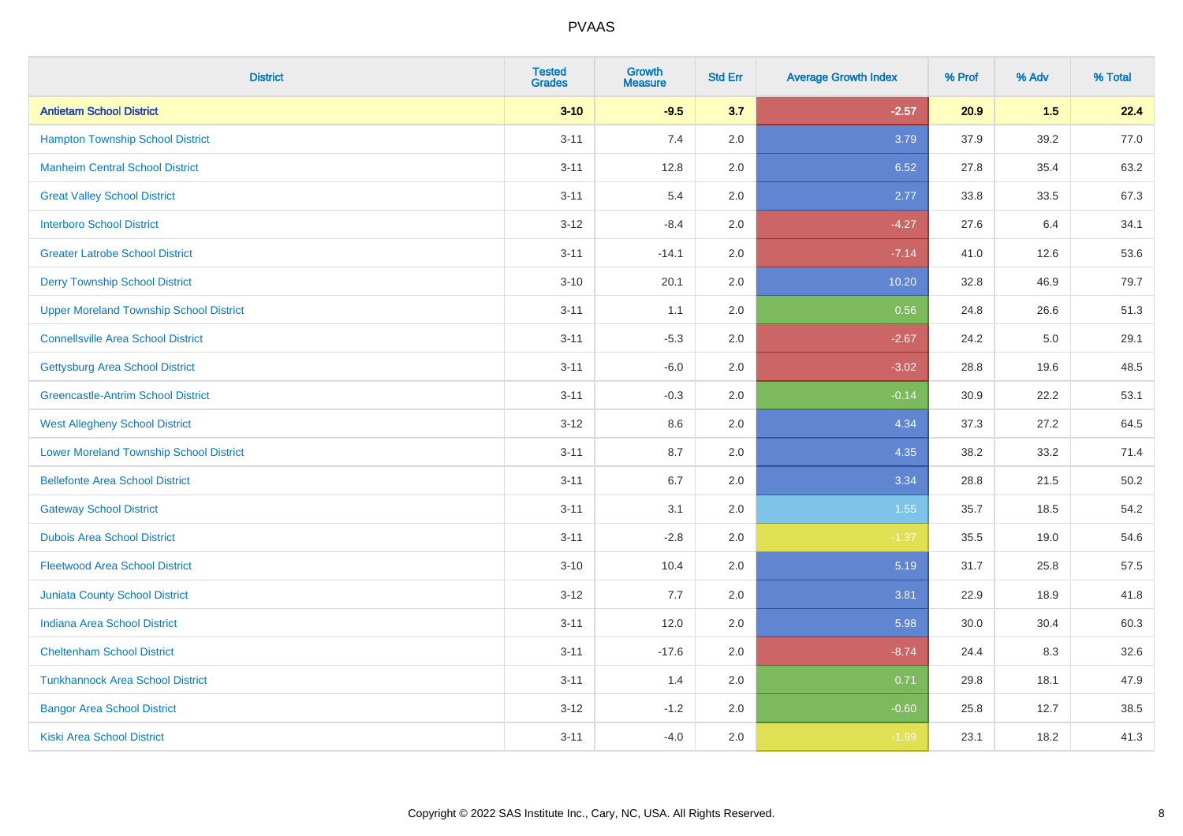PVAAS

| District | Tested Grades | Growth Measure | Std Err | Average Growth Index | % Prof | % Adv | % Total |
|---|---|---|---|---|---|---|---|
| **Antietam School District** | **3-10** | **-9.5** | **3.7** | **-2.57** | **20.9** | **1.5** | **22.4** |
| Hampton Township School District | 3-11 | 7.4 | 2.0 | 3.79 | 37.9 | 39.2 | 77.0 |
| Manheim Central School District | 3-11 | 12.8 | 2.0 | 6.52 | 27.8 | 35.4 | 63.2 |
| Great Valley School District | 3-11 | 5.4 | 2.0 | 2.77 | 33.8 | 33.5 | 67.3 |
| Interboro School District | 3-12 | -8.4 | 2.0 | -4.27 | 27.6 | 6.4 | 34.1 |
| Greater Latrobe School District | 3-11 | -14.1 | 2.0 | -7.14 | 41.0 | 12.6 | 53.6 |
| Derry Township School District | 3-10 | 20.1 | 2.0 | 10.20 | 32.8 | 46.9 | 79.7 |
| Upper Moreland Township School District | 3-11 | 1.1 | 2.0 | 0.56 | 24.8 | 26.6 | 51.3 |
| Connellsville Area School District | 3-11 | -5.3 | 2.0 | -2.67 | 24.2 | 5.0 | 29.1 |
| Gettysburg Area School District | 3-11 | -6.0 | 2.0 | -3.02 | 28.8 | 19.6 | 48.5 |
| Greencastle-Antrim School District | 3-11 | -0.3 | 2.0 | -0.14 | 30.9 | 22.2 | 53.1 |
| West Allegheny School District | 3-12 | 8.6 | 2.0 | 4.34 | 37.3 | 27.2 | 64.5 |
| Lower Moreland Township School District | 3-11 | 8.7 | 2.0 | 4.35 | 38.2 | 33.2 | 71.4 |
| Bellefonte Area School District | 3-11 | 6.7 | 2.0 | 3.34 | 28.8 | 21.5 | 50.2 |
| Gateway School District | 3-11 | 3.1 | 2.0 | 1.55 | 35.7 | 18.5 | 54.2 |
| Dubois Area School District | 3-11 | -2.8 | 2.0 | -1.37 | 35.5 | 19.0 | 54.6 |
| Fleetwood Area School District | 3-10 | 10.4 | 2.0 | 5.19 | 31.7 | 25.8 | 57.5 |
| Juniata County School District | 3-12 | 7.7 | 2.0 | 3.81 | 22.9 | 18.9 | 41.8 |
| Indiana Area School District | 3-11 | 12.0 | 2.0 | 5.98 | 30.0 | 30.4 | 60.3 |
| Cheltenham School District | 3-11 | -17.6 | 2.0 | -8.74 | 24.4 | 8.3 | 32.6 |
| Tunkhannock Area School District | 3-11 | 1.4 | 2.0 | 0.71 | 29.8 | 18.1 | 47.9 |
| Bangor Area School District | 3-12 | -1.2 | 2.0 | -0.60 | 25.8 | 12.7 | 38.5 |
| Kiski Area School District | 3-11 | -4.0 | 2.0 | -1.99 | 23.1 | 18.2 | 41.3 |

Copyright © 2022 SAS Institute Inc., Cary, NC, USA. All Rights Reserved.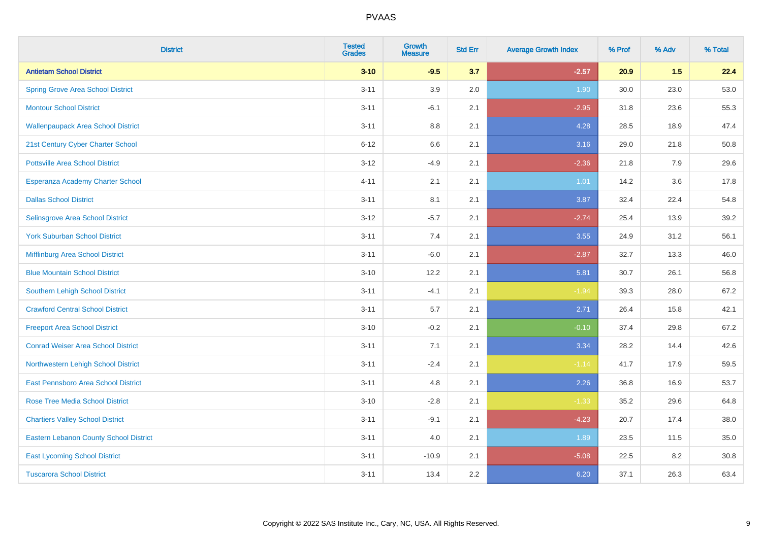# PVAAS

| District | Tested Grades | Growth Measure | Std Err | Average Growth Index | % Prof | % Adv | % Total |
|---|---|---|---|---|---|---|---|
| **Antietam School District** | **3-10** | **-9.5** | **3.7** | **-2.57** | **20.9** | **1.5** | **22.4** |
| Spring Grove Area School District | 3-11 | 3.9 | 2.0 | 1.90 | 30.0 | 23.0 | 53.0 |
| Montour School District | 3-11 | -6.1 | 2.1 | -2.95 | 31.8 | 23.6 | 55.3 |
| Wallenpaupack Area School District | 3-11 | 8.8 | 2.1 | 4.28 | 28.5 | 18.9 | 47.4 |
| 21st Century Cyber Charter School | 6-12 | 6.6 | 2.1 | 3.16 | 29.0 | 21.8 | 50.8 |
| Pottsville Area School District | 3-12 | -4.9 | 2.1 | -2.36 | 21.8 | 7.9 | 29.6 |
| Esperanza Academy Charter School | 4-11 | 2.1 | 2.1 | 1.01 | 14.2 | 3.6 | 17.8 |
| Dallas School District | 3-11 | 8.1 | 2.1 | 3.87 | 32.4 | 22.4 | 54.8 |
| Selinsgrove Area School District | 3-12 | -5.7 | 2.1 | -2.74 | 25.4 | 13.9 | 39.2 |
| York Suburban School District | 3-11 | 7.4 | 2.1 | 3.55 | 24.9 | 31.2 | 56.1 |
| Mifflinburg Area School District | 3-11 | -6.0 | 2.1 | -2.87 | 32.7 | 13.3 | 46.0 |
| Blue Mountain School District | 3-10 | 12.2 | 2.1 | 5.81 | 30.7 | 26.1 | 56.8 |
| Southern Lehigh School District | 3-11 | -4.1 | 2.1 | -1.94 | 39.3 | 28.0 | 67.2 |
| Crawford Central School District | 3-11 | 5.7 | 2.1 | 2.71 | 26.4 | 15.8 | 42.1 |
| Freeport Area School District | 3-10 | -0.2 | 2.1 | -0.10 | 37.4 | 29.8 | 67.2 |
| Conrad Weiser Area School District | 3-11 | 7.1 | 2.1 | 3.34 | 28.2 | 14.4 | 42.6 |
| Northwestern Lehigh School District | 3-11 | -2.4 | 2.1 | -1.14 | 41.7 | 17.9 | 59.5 |
| East Pennsboro Area School District | 3-11 | 4.8 | 2.1 | 2.26 | 36.8 | 16.9 | 53.7 |
| Rose Tree Media School District | 3-10 | -2.8 | 2.1 | -1.33 | 35.2 | 29.6 | 64.8 |
| Chartiers Valley School District | 3-11 | -9.1 | 2.1 | -4.23 | 20.7 | 17.4 | 38.0 |
| Eastern Lebanon County School District | 3-11 | 4.0 | 2.1 | 1.89 | 23.5 | 11.5 | 35.0 |
| East Lycoming School District | 3-11 | -10.9 | 2.1 | -5.08 | 22.5 | 8.2 | 30.8 |
| Tuscarora School District | 3-11 | 13.4 | 2.2 | 6.20 | 37.1 | 26.3 | 63.4 |

Copyright © 2022 SAS Institute Inc., Cary, NC, USA. All Rights Reserved.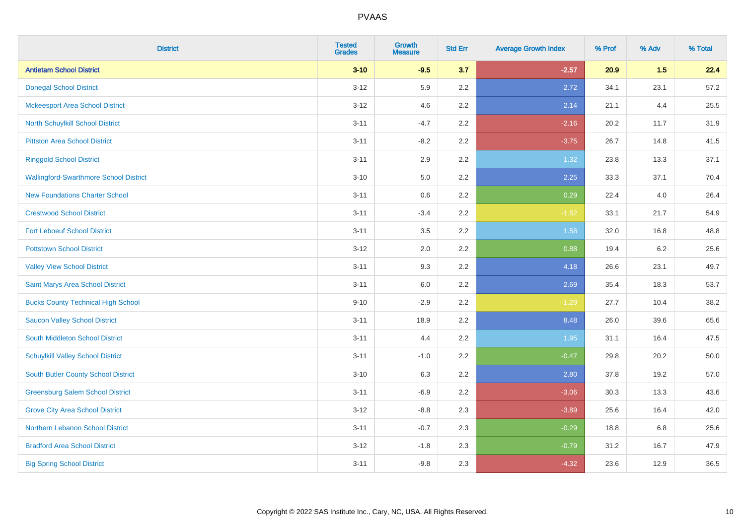PVAAS

| District | Tested Grades | Growth Measure | Std Err | Average Growth Index | % Prof | % Adv | % Total |
|---|---|---|---|---|---|---|---|
| **Antietam School District** | **3-10** | **-9.5** | **3.7** | **-2.57** | **20.9** | **1.5** | **22.4** |
| Donegal School District | 3-12 | 5.9 | 2.2 | 2.72 | 34.1 | 23.1 | 57.2 |
| Mckeesport Area School District | 3-12 | 4.6 | 2.2 | 2.14 | 21.1 | 4.4 | 25.5 |
| North Schuylkill School District | 3-11 | -4.7 | 2.2 | -2.16 | 20.2 | 11.7 | 31.9 |
| Pittston Area School District | 3-11 | -8.2 | 2.2 | -3.75 | 26.7 | 14.8 | 41.5 |
| Ringgold School District | 3-11 | 2.9 | 2.2 | 1.32 | 23.8 | 13.3 | 37.1 |
| Wallingford-Swarthmore School District | 3-10 | 5.0 | 2.2 | 2.25 | 33.3 | 37.1 | 70.4 |
| New Foundations Charter School | 3-11 | 0.6 | 2.2 | 0.29 | 22.4 | 4.0 | 26.4 |
| Crestwood School District | 3-11 | -3.4 | 2.2 | -1.52 | 33.1 | 21.7 | 54.9 |
| Fort Leboeuf School District | 3-11 | 3.5 | 2.2 | 1.58 | 32.0 | 16.8 | 48.8 |
| Pottstown School District | 3-12 | 2.0 | 2.2 | 0.88 | 19.4 | 6.2 | 25.6 |
| Valley View School District | 3-11 | 9.3 | 2.2 | 4.18 | 26.6 | 23.1 | 49.7 |
| Saint Marys Area School District | 3-11 | 6.0 | 2.2 | 2.69 | 35.4 | 18.3 | 53.7 |
| Bucks County Technical High School | 9-10 | -2.9 | 2.2 | -1.29 | 27.7 | 10.4 | 38.2 |
| Saucon Valley School District | 3-11 | 18.9 | 2.2 | 8.48 | 26.0 | 39.6 | 65.6 |
| South Middleton School District | 3-11 | 4.4 | 2.2 | 1.95 | 31.1 | 16.4 | 47.5 |
| Schuylkill Valley School District | 3-11 | -1.0 | 2.2 | -0.47 | 29.8 | 20.2 | 50.0 |
| South Butler County School District | 3-10 | 6.3 | 2.2 | 2.80 | 37.8 | 19.2 | 57.0 |
| Greensburg Salem School District | 3-11 | -6.9 | 2.2 | -3.06 | 30.3 | 13.3 | 43.6 |
| Grove City Area School District | 3-12 | -8.8 | 2.3 | -3.89 | 25.6 | 16.4 | 42.0 |
| Northern Lebanon School District | 3-11 | -0.7 | 2.3 | -0.29 | 18.8 | 6.8 | 25.6 |
| Bradford Area School District | 3-12 | -1.8 | 2.3 | -0.79 | 31.2 | 16.7 | 47.9 |
| Big Spring School District | 3-11 | -9.8 | 2.3 | -4.32 | 23.6 | 12.9 | 36.5 |

Copyright © 2022 SAS Institute Inc., Cary, NC, USA. All Rights Reserved.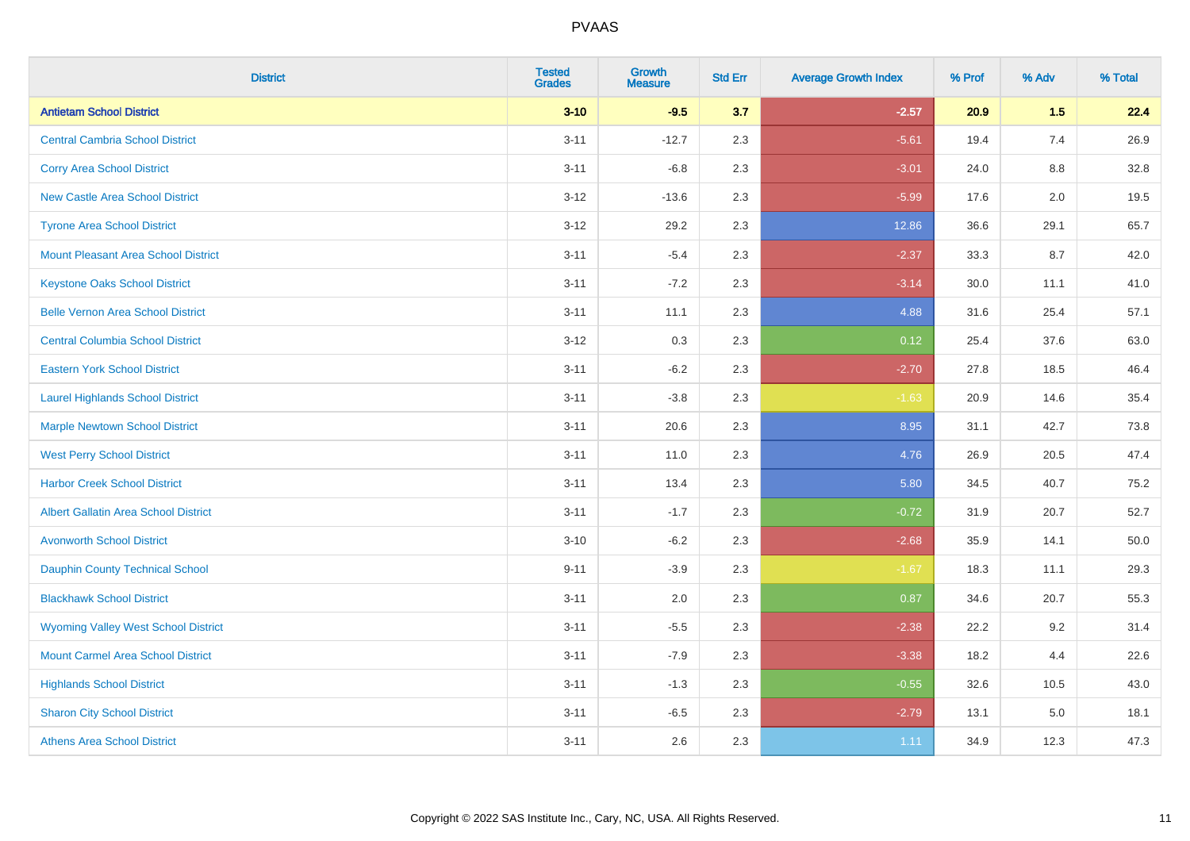PVAAS

| District | Tested Grades | Growth Measure | Std Err | Average Growth Index | % Prof | % Adv | % Total |
|---|---|---|---|---|---|---|---|
| **Antietam School District** | **3-10** | **-9.5** | **3.7** | **-2.57** | **20.9** | **1.5** | **22.4** |
| Central Cambria School District | 3-11 | -12.7 | 2.3 | -5.61 | 19.4 | 7.4 | 26.9 |
| Corry Area School District | 3-11 | -6.8 | 2.3 | -3.01 | 24.0 | 8.8 | 32.8 |
| New Castle Area School District | 3-12 | -13.6 | 2.3 | -5.99 | 17.6 | 2.0 | 19.5 |
| Tyrone Area School District | 3-12 | 29.2 | 2.3 | 12.86 | 36.6 | 29.1 | 65.7 |
| Mount Pleasant Area School District | 3-11 | -5.4 | 2.3 | -2.37 | 33.3 | 8.7 | 42.0 |
| Keystone Oaks School District | 3-11 | -7.2 | 2.3 | -3.14 | 30.0 | 11.1 | 41.0 |
| Belle Vernon Area School District | 3-11 | 11.1 | 2.3 | 4.88 | 31.6 | 25.4 | 57.1 |
| Central Columbia School District | 3-12 | 0.3 | 2.3 | 0.12 | 25.4 | 37.6 | 63.0 |
| Eastern York School District | 3-11 | -6.2 | 2.3 | -2.70 | 27.8 | 18.5 | 46.4 |
| Laurel Highlands School District | 3-11 | -3.8 | 2.3 | -1.63 | 20.9 | 14.6 | 35.4 |
| Marple Newtown School District | 3-11 | 20.6 | 2.3 | 8.95 | 31.1 | 42.7 | 73.8 |
| West Perry School District | 3-11 | 11.0 | 2.3 | 4.76 | 26.9 | 20.5 | 47.4 |
| Harbor Creek School District | 3-11 | 13.4 | 2.3 | 5.80 | 34.5 | 40.7 | 75.2 |
| Albert Gallatin Area School District | 3-11 | -1.7 | 2.3 | -0.72 | 31.9 | 20.7 | 52.7 |
| Avonworth School District | 3-10 | -6.2 | 2.3 | -2.68 | 35.9 | 14.1 | 50.0 |
| Dauphin County Technical School | 9-11 | -3.9 | 2.3 | -1.67 | 18.3 | 11.1 | 29.3 |
| Blackhawk School District | 3-11 | 2.0 | 2.3 | 0.87 | 34.6 | 20.7 | 55.3 |
| Wyoming Valley West School District | 3-11 | -5.5 | 2.3 | -2.38 | 22.2 | 9.2 | 31.4 |
| Mount Carmel Area School District | 3-11 | -7.9 | 2.3 | -3.38 | 18.2 | 4.4 | 22.6 |
| Highlands School District | 3-11 | -1.3 | 2.3 | -0.55 | 32.6 | 10.5 | 43.0 |
| Sharon City School District | 3-11 | -6.5 | 2.3 | -2.79 | 13.1 | 5.0 | 18.1 |
| Athens Area School District | 3-11 | 2.6 | 2.3 | 1.11 | 34.9 | 12.3 | 47.3 |

Copyright © 2022 SAS Institute Inc., Cary, NC, USA. All Rights Reserved.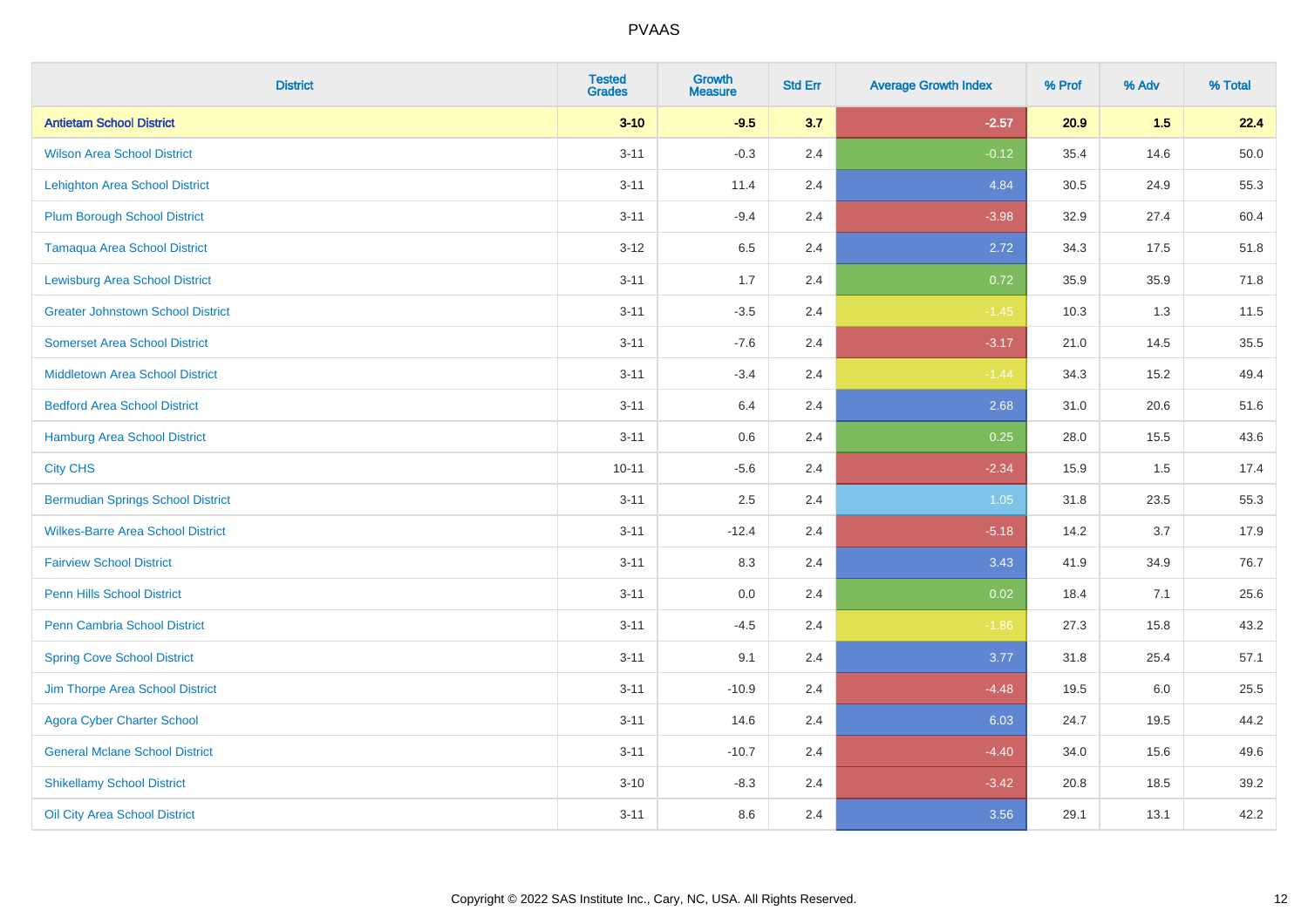# PVAAS

| District | Tested Grades | Growth Measure | Std Err | Average Growth Index | % Prof | % Adv | % Total |
|---|---|---|---|---|---|---|---|
| **Antietam School District** | **3-10** | **-9.5** | **3.7** | **-2.57** | **20.9** | **1.5** | **22.4** |
| Wilson Area School District | 3-11 | -0.3 | 2.4 | -0.12 | 35.4 | 14.6 | 50.0 |
| Lehighton Area School District | 3-11 | 11.4 | 2.4 | 4.84 | 30.5 | 24.9 | 55.3 |
| Plum Borough School District | 3-11 | -9.4 | 2.4 | -3.98 | 32.9 | 27.4 | 60.4 |
| Tamaqua Area School District | 3-12 | 6.5 | 2.4 | 2.72 | 34.3 | 17.5 | 51.8 |
| Lewisburg Area School District | 3-11 | 1.7 | 2.4 | 0.72 | 35.9 | 35.9 | 71.8 |
| Greater Johnstown School District | 3-11 | -3.5 | 2.4 | -1.45 | 10.3 | 1.3 | 11.5 |
| Somerset Area School District | 3-11 | -7.6 | 2.4 | -3.17 | 21.0 | 14.5 | 35.5 |
| Middletown Area School District | 3-11 | -3.4 | 2.4 | -1.44 | 34.3 | 15.2 | 49.4 |
| Bedford Area School District | 3-11 | 6.4 | 2.4 | 2.68 | 31.0 | 20.6 | 51.6 |
| Hamburg Area School District | 3-11 | 0.6 | 2.4 | 0.25 | 28.0 | 15.5 | 43.6 |
| City CHS | 10-11 | -5.6 | 2.4 | -2.34 | 15.9 | 1.5 | 17.4 |
| Bermudian Springs School District | 3-11 | 2.5 | 2.4 | 1.05 | 31.8 | 23.5 | 55.3 |
| Wilkes-Barre Area School District | 3-11 | -12.4 | 2.4 | -5.18 | 14.2 | 3.7 | 17.9 |
| Fairview School District | 3-11 | 8.3 | 2.4 | 3.43 | 41.9 | 34.9 | 76.7 |
| Penn Hills School District | 3-11 | 0.0 | 2.4 | 0.02 | 18.4 | 7.1 | 25.6 |
| Penn Cambria School District | 3-11 | -4.5 | 2.4 | -1.86 | 27.3 | 15.8 | 43.2 |
| Spring Cove School District | 3-11 | 9.1 | 2.4 | 3.77 | 31.8 | 25.4 | 57.1 |
| Jim Thorpe Area School District | 3-11 | -10.9 | 2.4 | -4.48 | 19.5 | 6.0 | 25.5 |
| Agora Cyber Charter School | 3-11 | 14.6 | 2.4 | 6.03 | 24.7 | 19.5 | 44.2 |
| General Mclane School District | 3-11 | -10.7 | 2.4 | -4.40 | 34.0 | 15.6 | 49.6 |
| Shikellamy School District | 3-10 | -8.3 | 2.4 | -3.42 | 20.8 | 18.5 | 39.2 |
| Oil City Area School District | 3-11 | 8.6 | 2.4 | 3.56 | 29.1 | 13.1 | 42.2 |

Copyright © 2022 SAS Institute Inc., Cary, NC, USA. All Rights Reserved.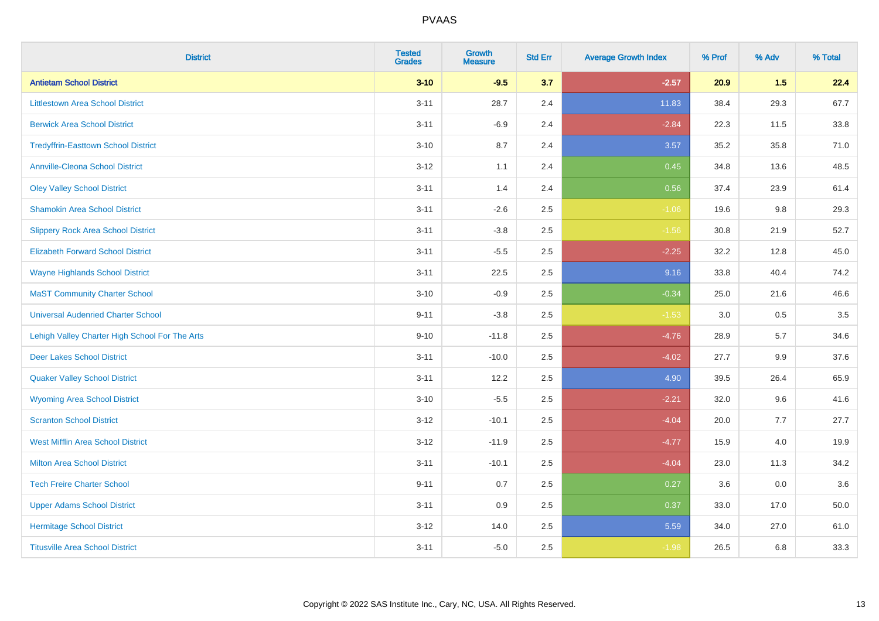# PVAAS

| District | Tested Grades | Growth Measure | Std Err | Average Growth Index | % Prof | % Adv | % Total |
|---|---|---|---|---|---|---|---|
| **Antietam School District** | **3-10** | **-9.5** | **3.7** | **-2.57** | **20.9** | **1.5** | **22.4** |
| Littlestown Area School District | 3-11 | 28.7 | 2.4 | 11.83 | 38.4 | 29.3 | 67.7 |
| Berwick Area School District | 3-11 | -6.9 | 2.4 | -2.84 | 22.3 | 11.5 | 33.8 |
| Tredyffrin-Easttown School District | 3-10 | 8.7 | 2.4 | 3.57 | 35.2 | 35.8 | 71.0 |
| Annville-Cleona School District | 3-12 | 1.1 | 2.4 | 0.45 | 34.8 | 13.6 | 48.5 |
| Oley Valley School District | 3-11 | 1.4 | 2.4 | 0.56 | 37.4 | 23.9 | 61.4 |
| Shamokin Area School District | 3-11 | -2.6 | 2.5 | -1.06 | 19.6 | 9.8 | 29.3 |
| Slippery Rock Area School District | 3-11 | -3.8 | 2.5 | -1.56 | 30.8 | 21.9 | 52.7 |
| Elizabeth Forward School District | 3-11 | -5.5 | 2.5 | -2.25 | 32.2 | 12.8 | 45.0 |
| Wayne Highlands School District | 3-11 | 22.5 | 2.5 | 9.16 | 33.8 | 40.4 | 74.2 |
| MaST Community Charter School | 3-10 | -0.9 | 2.5 | -0.34 | 25.0 | 21.6 | 46.6 |
| Universal Audenried Charter School | 9-11 | -3.8 | 2.5 | -1.53 | 3.0 | 0.5 | 3.5 |
| Lehigh Valley Charter High School For The Arts | 9-10 | -11.8 | 2.5 | -4.76 | 28.9 | 5.7 | 34.6 |
| Deer Lakes School District | 3-11 | -10.0 | 2.5 | -4.02 | 27.7 | 9.9 | 37.6 |
| Quaker Valley School District | 3-11 | 12.2 | 2.5 | 4.90 | 39.5 | 26.4 | 65.9 |
| Wyoming Area School District | 3-10 | -5.5 | 2.5 | -2.21 | 32.0 | 9.6 | 41.6 |
| Scranton School District | 3-12 | -10.1 | 2.5 | -4.04 | 20.0 | 7.7 | 27.7 |
| West Mifflin Area School District | 3-12 | -11.9 | 2.5 | -4.77 | 15.9 | 4.0 | 19.9 |
| Milton Area School District | 3-11 | -10.1 | 2.5 | -4.04 | 23.0 | 11.3 | 34.2 |
| Tech Freire Charter School | 9-11 | 0.7 | 2.5 | 0.27 | 3.6 | 0.0 | 3.6 |
| Upper Adams School District | 3-11 | 0.9 | 2.5 | 0.37 | 33.0 | 17.0 | 50.0 |
| Hermitage School District | 3-12 | 14.0 | 2.5 | 5.59 | 34.0 | 27.0 | 61.0 |
| Titusville Area School District | 3-11 | -5.0 | 2.5 | -1.98 | 26.5 | 6.8 | 33.3 |

Copyright © 2022 SAS Institute Inc., Cary, NC, USA. All Rights Reserved.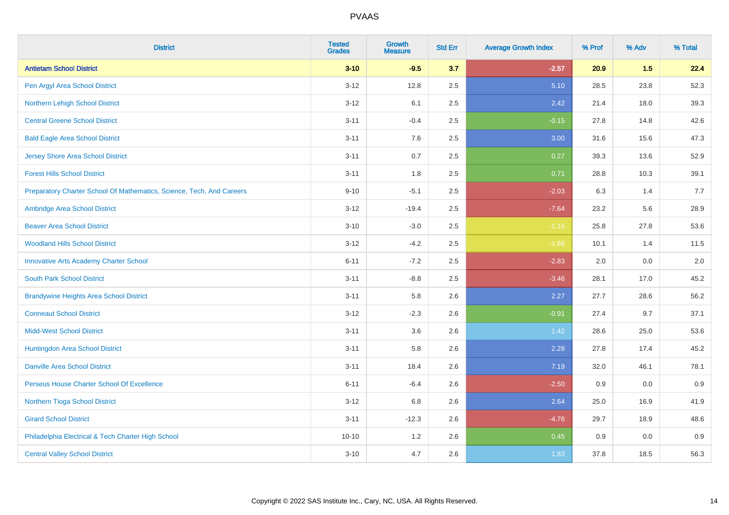PVAAS

| District | Tested Grades | Growth Measure | Std Err | Average Growth Index | % Prof | % Adv | % Total |
|---|---|---|---|---|---|---|---|
| **Antietam School District** | **3-10** | **-9.5** | **3.7** | **-2.57** | **20.9** | **1.5** | **22.4** |
| Pen Argyl Area School District | 3-12 | 12.8 | 2.5 | 5.10 | 28.5 | 23.8 | 52.3 |
| Northern Lehigh School District | 3-12 | 6.1 | 2.5 | 2.42 | 21.4 | 18.0 | 39.3 |
| Central Greene School District | 3-11 | -0.4 | 2.5 | -0.15 | 27.8 | 14.8 | 42.6 |
| Bald Eagle Area School District | 3-11 | 7.6 | 2.5 | 3.00 | 31.6 | 15.6 | 47.3 |
| Jersey Shore Area School District | 3-11 | 0.7 | 2.5 | 0.27 | 39.3 | 13.6 | 52.9 |
| Forest Hills School District | 3-11 | 1.8 | 2.5 | 0.71 | 28.8 | 10.3 | 39.1 |
| Preparatory Charter School Of Mathematics, Science, Tech, And Careers | 9-10 | -5.1 | 2.5 | -2.03 | 6.3 | 1.4 | 7.7 |
| Ambridge Area School District | 3-12 | -19.4 | 2.5 | -7.64 | 23.2 | 5.6 | 28.9 |
| Beaver Area School District | 3-10 | -3.0 | 2.5 | -1.16 | 25.8 | 27.8 | 53.6 |
| Woodland Hills School District | 3-12 | -4.2 | 2.5 | -1.66 | 10.1 | 1.4 | 11.5 |
| Innovative Arts Academy Charter School | 6-11 | -7.2 | 2.5 | -2.83 | 2.0 | 0.0 | 2.0 |
| South Park School District | 3-11 | -8.8 | 2.5 | -3.46 | 28.1 | 17.0 | 45.2 |
| Brandywine Heights Area School District | 3-11 | 5.8 | 2.6 | 2.27 | 27.7 | 28.6 | 56.2 |
| Conneaut School District | 3-12 | -2.3 | 2.6 | -0.91 | 27.4 | 9.7 | 37.1 |
| Midd-West School District | 3-11 | 3.6 | 2.6 | 1.42 | 28.6 | 25.0 | 53.6 |
| Huntingdon Area School District | 3-11 | 5.8 | 2.6 | 2.28 | 27.8 | 17.4 | 45.2 |
| Danville Area School District | 3-11 | 18.4 | 2.6 | 7.19 | 32.0 | 46.1 | 78.1 |
| Perseus House Charter School Of Excellence | 6-11 | -6.4 | 2.6 | -2.50 | 0.9 | 0.0 | 0.9 |
| Northern Tioga School District | 3-12 | 6.8 | 2.6 | 2.64 | 25.0 | 16.9 | 41.9 |
| Girard School District | 3-11 | -12.3 | 2.6 | -4.76 | 29.7 | 18.9 | 48.6 |
| Philadelphia Electrical & Tech Charter High School | 10-10 | 1.2 | 2.6 | 0.45 | 0.9 | 0.0 | 0.9 |
| Central Valley School District | 3-10 | 4.7 | 2.6 | 1.83 | 37.8 | 18.5 | 56.3 |

Copyright © 2022 SAS Institute Inc., Cary, NC, USA. All Rights Reserved.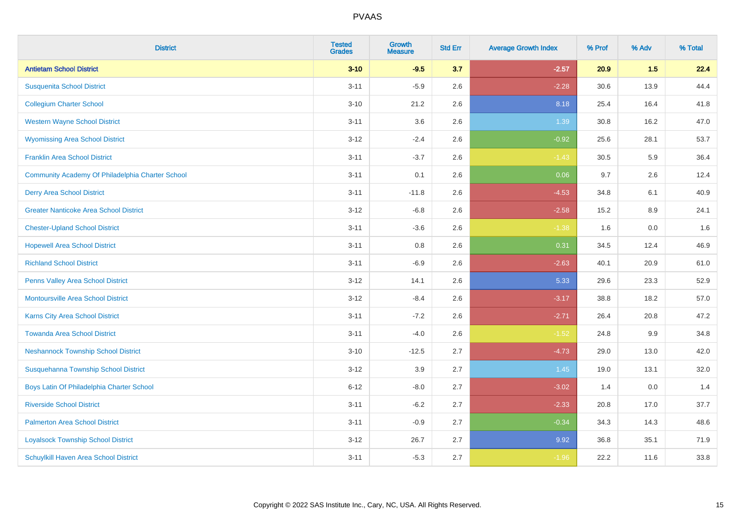# PVAAS

| District | Tested Grades | Growth Measure | Std Err | Average Growth Index | % Prof | % Adv | % Total |
|---|---|---|---|---|---|---|---|
| **Antietam School District** | **3-10** | **-9.5** | **3.7** | **-2.57** | **20.9** | **1.5** | **22.4** |
| Susquenita School District | 3-11 | -5.9 | 2.6 | -2.28 | 30.6 | 13.9 | 44.4 |
| Collegium Charter School | 3-10 | 21.2 | 2.6 | 8.18 | 25.4 | 16.4 | 41.8 |
| Western Wayne School District | 3-11 | 3.6 | 2.6 | 1.39 | 30.8 | 16.2 | 47.0 |
| Wyomissing Area School District | 3-12 | -2.4 | 2.6 | -0.92 | 25.6 | 28.1 | 53.7 |
| Franklin Area School District | 3-11 | -3.7 | 2.6 | -1.43 | 30.5 | 5.9 | 36.4 |
| Community Academy Of Philadelphia Charter School | 3-11 | 0.1 | 2.6 | 0.06 | 9.7 | 2.6 | 12.4 |
| Derry Area School District | 3-11 | -11.8 | 2.6 | -4.53 | 34.8 | 6.1 | 40.9 |
| Greater Nanticoke Area School District | 3-12 | -6.8 | 2.6 | -2.58 | 15.2 | 8.9 | 24.1 |
| Chester-Upland School District | 3-11 | -3.6 | 2.6 | -1.38 | 1.6 | 0.0 | 1.6 |
| Hopewell Area School District | 3-11 | 0.8 | 2.6 | 0.31 | 34.5 | 12.4 | 46.9 |
| Richland School District | 3-11 | -6.9 | 2.6 | -2.63 | 40.1 | 20.9 | 61.0 |
| Penns Valley Area School District | 3-12 | 14.1 | 2.6 | 5.33 | 29.6 | 23.3 | 52.9 |
| Montoursville Area School District | 3-12 | -8.4 | 2.6 | -3.17 | 38.8 | 18.2 | 57.0 |
| Karns City Area School District | 3-11 | -7.2 | 2.6 | -2.71 | 26.4 | 20.8 | 47.2 |
| Towanda Area School District | 3-11 | -4.0 | 2.6 | -1.52 | 24.8 | 9.9 | 34.8 |
| Neshannock Township School District | 3-10 | -12.5 | 2.7 | -4.73 | 29.0 | 13.0 | 42.0 |
| Susquehanna Township School District | 3-12 | 3.9 | 2.7 | 1.45 | 19.0 | 13.1 | 32.0 |
| Boys Latin Of Philadelphia Charter School | 6-12 | -8.0 | 2.7 | -3.02 | 1.4 | 0.0 | 1.4 |
| Riverside School District | 3-11 | -6.2 | 2.7 | -2.33 | 20.8 | 17.0 | 37.7 |
| Palmerton Area School District | 3-11 | -0.9 | 2.7 | -0.34 | 34.3 | 14.3 | 48.6 |
| Loyalsock Township School District | 3-12 | 26.7 | 2.7 | 9.92 | 36.8 | 35.1 | 71.9 |
| Schuylkill Haven Area School District | 3-11 | -5.3 | 2.7 | -1.96 | 22.2 | 11.6 | 33.8 |

Copyright © 2022 SAS Institute Inc., Cary, NC, USA. All Rights Reserved.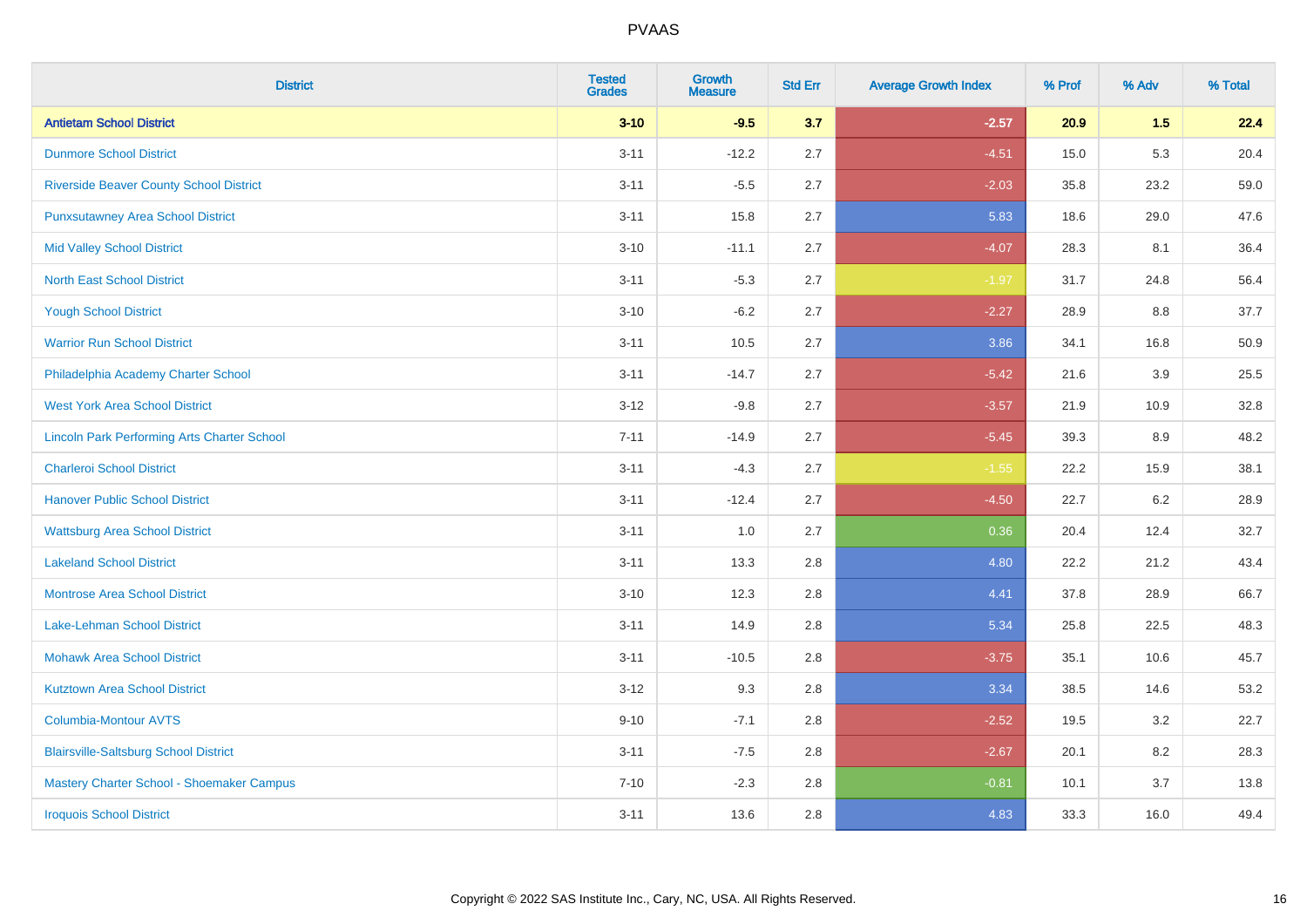| District | Tested Grades | Growth Measure | Std Err | Average Growth Index | % Prof | % Adv | % Total |
|---|---|---|---|---|---|---|---|
| **Antietam School District** | **3-10** | **-9.5** | **3.7** | **-2.57** | **20.9** | **1.5** | **22.4** |
| Dunmore School District | 3-11 | -12.2 | 2.7 | -4.51 | 15.0 | 5.3 | 20.4 |
| Riverside Beaver County School District | 3-11 | -5.5 | 2.7 | -2.03 | 35.8 | 23.2 | 59.0 |
| Punxsutawney Area School District | 3-11 | 15.8 | 2.7 | 5.83 | 18.6 | 29.0 | 47.6 |
| Mid Valley School District | 3-10 | -11.1 | 2.7 | -4.07 | 28.3 | 8.1 | 36.4 |
| North East School District | 3-11 | -5.3 | 2.7 | -1.97 | 31.7 | 24.8 | 56.4 |
| Yough School District | 3-10 | -6.2 | 2.7 | -2.27 | 28.9 | 8.8 | 37.7 |
| Warrior Run School District | 3-11 | 10.5 | 2.7 | 3.86 | 34.1 | 16.8 | 50.9 |
| Philadelphia Academy Charter School | 3-11 | -14.7 | 2.7 | -5.42 | 21.6 | 3.9 | 25.5 |
| West York Area School District | 3-12 | -9.8 | 2.7 | -3.57 | 21.9 | 10.9 | 32.8 |
| Lincoln Park Performing Arts Charter School | 7-11 | -14.9 | 2.7 | -5.45 | 39.3 | 8.9 | 48.2 |
| Charleroi School District | 3-11 | -4.3 | 2.7 | -1.55 | 22.2 | 15.9 | 38.1 |
| Hanover Public School District | 3-11 | -12.4 | 2.7 | -4.50 | 22.7 | 6.2 | 28.9 |
| Wattsburg Area School District | 3-11 | 1.0 | 2.7 | 0.36 | 20.4 | 12.4 | 32.7 |
| Lakeland School District | 3-11 | 13.3 | 2.8 | 4.80 | 22.2 | 21.2 | 43.4 |
| Montrose Area School District | 3-10 | 12.3 | 2.8 | 4.41 | 37.8 | 28.9 | 66.7 |
| Lake-Lehman School District | 3-11 | 14.9 | 2.8 | 5.34 | 25.8 | 22.5 | 48.3 |
| Mohawk Area School District | 3-11 | -10.5 | 2.8 | -3.75 | 35.1 | 10.6 | 45.7 |
| Kutztown Area School District | 3-12 | 9.3 | 2.8 | 3.34 | 38.5 | 14.6 | 53.2 |
| Columbia-Montour AVTS | 9-10 | -7.1 | 2.8 | -2.52 | 19.5 | 3.2 | 22.7 |
| Blairsville-Saltsburg School District | 3-11 | -7.5 | 2.8 | -2.67 | 20.1 | 8.2 | 28.3 |
| Mastery Charter School - Shoemaker Campus | 7-10 | -2.3 | 2.8 | -0.81 | 10.1 | 3.7 | 13.8 |
| Iroquois School District | 3-11 | 13.6 | 2.8 | 4.83 | 33.3 | 16.0 | 49.4 |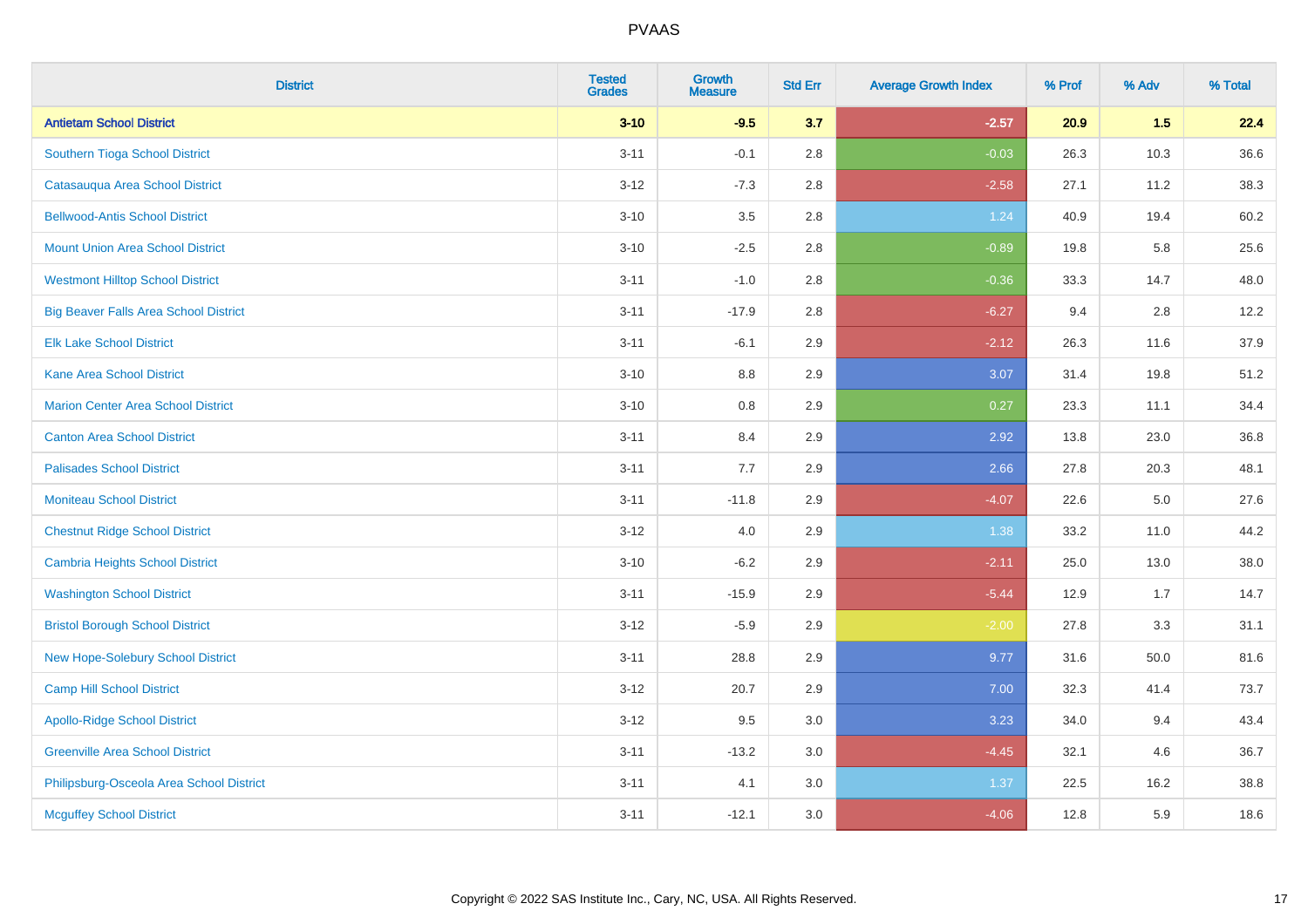# PVAAS

| District | Tested Grades | Growth Measure | Std Err | Average Growth Index | % Prof | % Adv | % Total |
|---|---|---|---|---|---|---|---|
| **Antietam School District** | **3-10** | **-9.5** | **3.7** | **-2.57** | **20.9** | **1.5** | **22.4** |
| Southern Tioga School District | 3-11 | -0.1 | 2.8 | -0.03 | 26.3 | 10.3 | 36.6 |
| Catasauqua Area School District | 3-12 | -7.3 | 2.8 | -2.58 | 27.1 | 11.2 | 38.3 |
| Bellwood-Antis School District | 3-10 | 3.5 | 2.8 | 1.24 | 40.9 | 19.4 | 60.2 |
| Mount Union Area School District | 3-10 | -2.5 | 2.8 | -0.89 | 19.8 | 5.8 | 25.6 |
| Westmont Hilltop School District | 3-11 | -1.0 | 2.8 | -0.36 | 33.3 | 14.7 | 48.0 |
| Big Beaver Falls Area School District | 3-11 | -17.9 | 2.8 | -6.27 | 9.4 | 2.8 | 12.2 |
| Elk Lake School District | 3-11 | -6.1 | 2.9 | -2.12 | 26.3 | 11.6 | 37.9 |
| Kane Area School District | 3-10 | 8.8 | 2.9 | 3.07 | 31.4 | 19.8 | 51.2 |
| Marion Center Area School District | 3-10 | 0.8 | 2.9 | 0.27 | 23.3 | 11.1 | 34.4 |
| Canton Area School District | 3-11 | 8.4 | 2.9 | 2.92 | 13.8 | 23.0 | 36.8 |
| Palisades School District | 3-11 | 7.7 | 2.9 | 2.66 | 27.8 | 20.3 | 48.1 |
| Moniteau School District | 3-11 | -11.8 | 2.9 | -4.07 | 22.6 | 5.0 | 27.6 |
| Chestnut Ridge School District | 3-12 | 4.0 | 2.9 | 1.38 | 33.2 | 11.0 | 44.2 |
| Cambria Heights School District | 3-10 | -6.2 | 2.9 | -2.11 | 25.0 | 13.0 | 38.0 |
| Washington School District | 3-11 | -15.9 | 2.9 | -5.44 | 12.9 | 1.7 | 14.7 |
| Bristol Borough School District | 3-12 | -5.9 | 2.9 | -2.00 | 27.8 | 3.3 | 31.1 |
| New Hope-Solebury School District | 3-11 | 28.8 | 2.9 | 9.77 | 31.6 | 50.0 | 81.6 |
| Camp Hill School District | 3-12 | 20.7 | 2.9 | 7.00 | 32.3 | 41.4 | 73.7 |
| Apollo-Ridge School District | 3-12 | 9.5 | 3.0 | 3.23 | 34.0 | 9.4 | 43.4 |
| Greenville Area School District | 3-11 | -13.2 | 3.0 | -4.45 | 32.1 | 4.6 | 36.7 |
| Philipsburg-Osceola Area School District | 3-11 | 4.1 | 3.0 | 1.37 | 22.5 | 16.2 | 38.8 |
| Mcguffey School District | 3-11 | -12.1 | 3.0 | -4.06 | 12.8 | 5.9 | 18.6 |

Copyright © 2022 SAS Institute Inc., Cary, NC, USA. All Rights Reserved.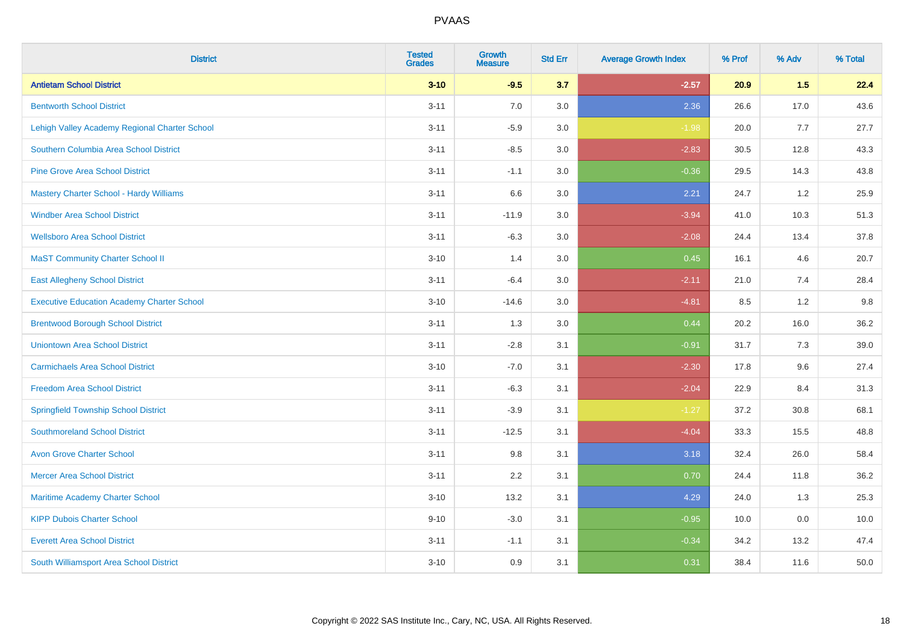# PVAAS

| District | Tested Grades | Growth Measure | Std Err | Average Growth Index | % Prof | % Adv | % Total |
|---|---|---|---|---|---|---|---|
| **Antietam School District** | **3-10** | **-9.5** | **3.7** | **-2.57** | **20.9** | **1.5** | **22.4** |
| Bentworth School District | 3-11 | 7.0 | 3.0 | 2.36 | 26.6 | 17.0 | 43.6 |
| Lehigh Valley Academy Regional Charter School | 3-11 | -5.9 | 3.0 | -1.98 | 20.0 | 7.7 | 27.7 |
| Southern Columbia Area School District | 3-11 | -8.5 | 3.0 | -2.83 | 30.5 | 12.8 | 43.3 |
| Pine Grove Area School District | 3-11 | -1.1 | 3.0 | -0.36 | 29.5 | 14.3 | 43.8 |
| Mastery Charter School - Hardy Williams | 3-11 | 6.6 | 3.0 | 2.21 | 24.7 | 1.2 | 25.9 |
| Windber Area School District | 3-11 | -11.9 | 3.0 | -3.94 | 41.0 | 10.3 | 51.3 |
| Wellsboro Area School District | 3-11 | -6.3 | 3.0 | -2.08 | 24.4 | 13.4 | 37.8 |
| MaST Community Charter School II | 3-10 | 1.4 | 3.0 | 0.45 | 16.1 | 4.6 | 20.7 |
| East Allegheny School District | 3-11 | -6.4 | 3.0 | -2.11 | 21.0 | 7.4 | 28.4 |
| Executive Education Academy Charter School | 3-10 | -14.6 | 3.0 | -4.81 | 8.5 | 1.2 | 9.8 |
| Brentwood Borough School District | 3-11 | 1.3 | 3.0 | 0.44 | 20.2 | 16.0 | 36.2 |
| Uniontown Area School District | 3-11 | -2.8 | 3.1 | -0.91 | 31.7 | 7.3 | 39.0 |
| Carmichaels Area School District | 3-10 | -7.0 | 3.1 | -2.30 | 17.8 | 9.6 | 27.4 |
| Freedom Area School District | 3-11 | -6.3 | 3.1 | -2.04 | 22.9 | 8.4 | 31.3 |
| Springfield Township School District | 3-11 | -3.9 | 3.1 | -1.27 | 37.2 | 30.8 | 68.1 |
| Southmoreland School District | 3-11 | -12.5 | 3.1 | -4.04 | 33.3 | 15.5 | 48.8 |
| Avon Grove Charter School | 3-11 | 9.8 | 3.1 | 3.18 | 32.4 | 26.0 | 58.4 |
| Mercer Area School District | 3-11 | 2.2 | 3.1 | 0.70 | 24.4 | 11.8 | 36.2 |
| Maritime Academy Charter School | 3-10 | 13.2 | 3.1 | 4.29 | 24.0 | 1.3 | 25.3 |
| KIPP Dubois Charter School | 9-10 | -3.0 | 3.1 | -0.95 | 10.0 | 0.0 | 10.0 |
| Everett Area School District | 3-11 | -1.1 | 3.1 | -0.34 | 34.2 | 13.2 | 47.4 |
| South Williamsport Area School District | 3-10 | 0.9 | 3.1 | 0.31 | 38.4 | 11.6 | 50.0 |

Copyright © 2022 SAS Institute Inc., Cary, NC, USA. All Rights Reserved.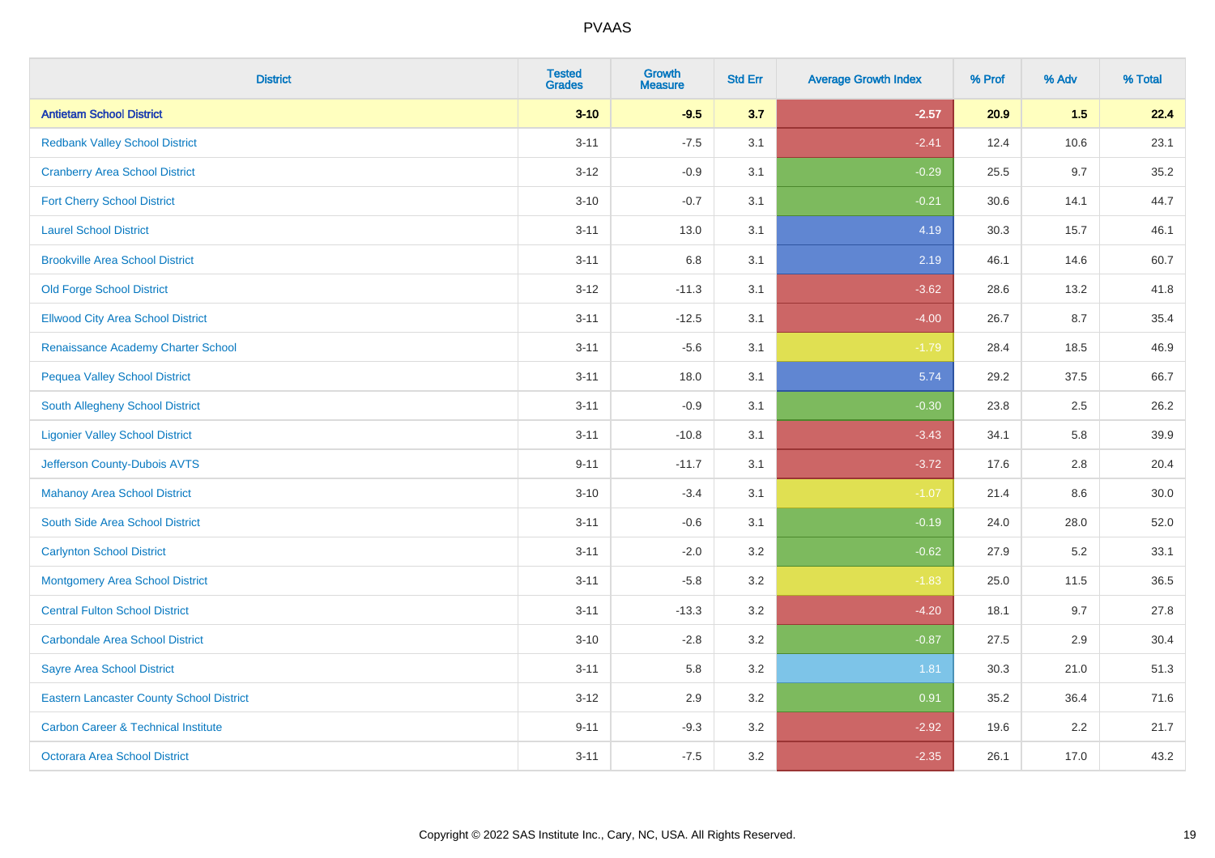| District | Tested Grades | Growth Measure | Std Err | Average Growth Index | % Prof | % Adv | % Total |
|---|---|---|---|---|---|---|---|
| **Antietam School District** | **3-10** | **-9.5** | **3.7** | **-2.57** | **20.9** | **1.5** | **22.4** |
| Redbank Valley School District | 3-11 | -7.5 | 3.1 | -2.41 | 12.4 | 10.6 | 23.1 |
| Cranberry Area School District | 3-12 | -0.9 | 3.1 | -0.29 | 25.5 | 9.7 | 35.2 |
| Fort Cherry School District | 3-10 | -0.7 | 3.1 | -0.21 | 30.6 | 14.1 | 44.7 |
| Laurel School District | 3-11 | 13.0 | 3.1 | 4.19 | 30.3 | 15.7 | 46.1 |
| Brookville Area School District | 3-11 | 6.8 | 3.1 | 2.19 | 46.1 | 14.6 | 60.7 |
| Old Forge School District | 3-12 | -11.3 | 3.1 | -3.62 | 28.6 | 13.2 | 41.8 |
| Ellwood City Area School District | 3-11 | -12.5 | 3.1 | -4.00 | 26.7 | 8.7 | 35.4 |
| Renaissance Academy Charter School | 3-11 | -5.6 | 3.1 | -1.79 | 28.4 | 18.5 | 46.9 |
| Pequea Valley School District | 3-11 | 18.0 | 3.1 | 5.74 | 29.2 | 37.5 | 66.7 |
| South Allegheny School District | 3-11 | -0.9 | 3.1 | -0.30 | 23.8 | 2.5 | 26.2 |
| Ligonier Valley School District | 3-11 | -10.8 | 3.1 | -3.43 | 34.1 | 5.8 | 39.9 |
| Jefferson County-Dubois AVTS | 9-11 | -11.7 | 3.1 | -3.72 | 17.6 | 2.8 | 20.4 |
| Mahanoy Area School District | 3-10 | -3.4 | 3.1 | -1.07 | 21.4 | 8.6 | 30.0 |
| South Side Area School District | 3-11 | -0.6 | 3.1 | -0.19 | 24.0 | 28.0 | 52.0 |
| Carlynton School District | 3-11 | -2.0 | 3.2 | -0.62 | 27.9 | 5.2 | 33.1 |
| Montgomery Area School District | 3-11 | -5.8 | 3.2 | -1.83 | 25.0 | 11.5 | 36.5 |
| Central Fulton School District | 3-11 | -13.3 | 3.2 | -4.20 | 18.1 | 9.7 | 27.8 |
| Carbondale Area School District | 3-10 | -2.8 | 3.2 | -0.87 | 27.5 | 2.9 | 30.4 |
| Sayre Area School District | 3-11 | 5.8 | 3.2 | 1.81 | 30.3 | 21.0 | 51.3 |
| Eastern Lancaster County School District | 3-12 | 2.9 | 3.2 | 0.91 | 35.2 | 36.4 | 71.6 |
| Carbon Career & Technical Institute | 9-11 | -9.3 | 3.2 | -2.92 | 19.6 | 2.2 | 21.7 |
| Octorara Area School District | 3-11 | -7.5 | 3.2 | -2.35 | 26.1 | 17.0 | 43.2 |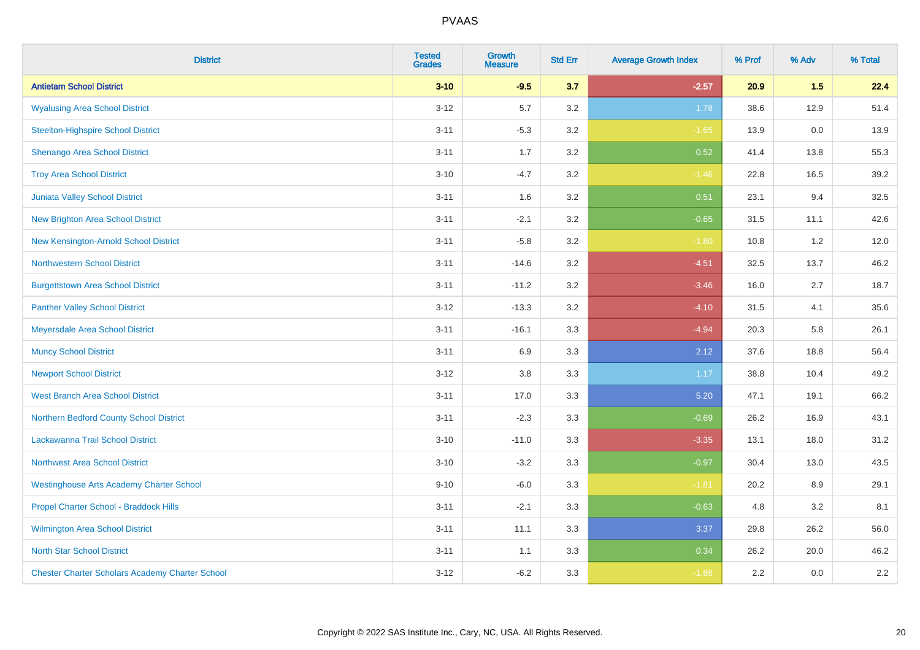| District | Tested Grades | Growth Measure | Std Err | Average Growth Index | % Prof | % Adv | % Total |
|---|---|---|---|---|---|---|---|
| **Antietam School District** | **3-10** | **-9.5** | **3.7** | **-2.57** | **20.9** | **1.5** | **22.4** |
| Wyalusing Area School District | 3-12 | 5.7 | 3.2 | 1.78 | 38.6 | 12.9 | 51.4 |
| Steelton-Highspire School District | 3-11 | -5.3 | 3.2 | -1.65 | 13.9 | 0.0 | 13.9 |
| Shenango Area School District | 3-11 | 1.7 | 3.2 | 0.52 | 41.4 | 13.8 | 55.3 |
| Troy Area School District | 3-10 | -4.7 | 3.2 | -1.46 | 22.8 | 16.5 | 39.2 |
| Juniata Valley School District | 3-11 | 1.6 | 3.2 | 0.51 | 23.1 | 9.4 | 32.5 |
| New Brighton Area School District | 3-11 | -2.1 | 3.2 | -0.65 | 31.5 | 11.1 | 42.6 |
| New Kensington-Arnold School District | 3-11 | -5.8 | 3.2 | -1.80 | 10.8 | 1.2 | 12.0 |
| Northwestern School District | 3-11 | -14.6 | 3.2 | -4.51 | 32.5 | 13.7 | 46.2 |
| Burgettstown Area School District | 3-11 | -11.2 | 3.2 | -3.46 | 16.0 | 2.7 | 18.7 |
| Panther Valley School District | 3-12 | -13.3 | 3.2 | -4.10 | 31.5 | 4.1 | 35.6 |
| Meyersdale Area School District | 3-11 | -16.1 | 3.3 | -4.94 | 20.3 | 5.8 | 26.1 |
| Muncy School District | 3-11 | 6.9 | 3.3 | 2.12 | 37.6 | 18.8 | 56.4 |
| Newport School District | 3-12 | 3.8 | 3.3 | 1.17 | 38.8 | 10.4 | 49.2 |
| West Branch Area School District | 3-11 | 17.0 | 3.3 | 5.20 | 47.1 | 19.1 | 66.2 |
| Northern Bedford County School District | 3-11 | -2.3 | 3.3 | -0.69 | 26.2 | 16.9 | 43.1 |
| Lackawanna Trail School District | 3-10 | -11.0 | 3.3 | -3.35 | 13.1 | 18.0 | 31.2 |
| Northwest Area School District | 3-10 | -3.2 | 3.3 | -0.97 | 30.4 | 13.0 | 43.5 |
| Westinghouse Arts Academy Charter School | 9-10 | -6.0 | 3.3 | -1.81 | 20.2 | 8.9 | 29.1 |
| Propel Charter School - Braddock Hills | 3-11 | -2.1 | 3.3 | -0.63 | 4.8 | 3.2 | 8.1 |
| Wilmington Area School District | 3-11 | 11.1 | 3.3 | 3.37 | 29.8 | 26.2 | 56.0 |
| North Star School District | 3-11 | 1.1 | 3.3 | 0.34 | 26.2 | 20.0 | 46.2 |
| Chester Charter Scholars Academy Charter School | 3-12 | -6.2 | 3.3 | -1.88 | 2.2 | 0.0 | 2.2 |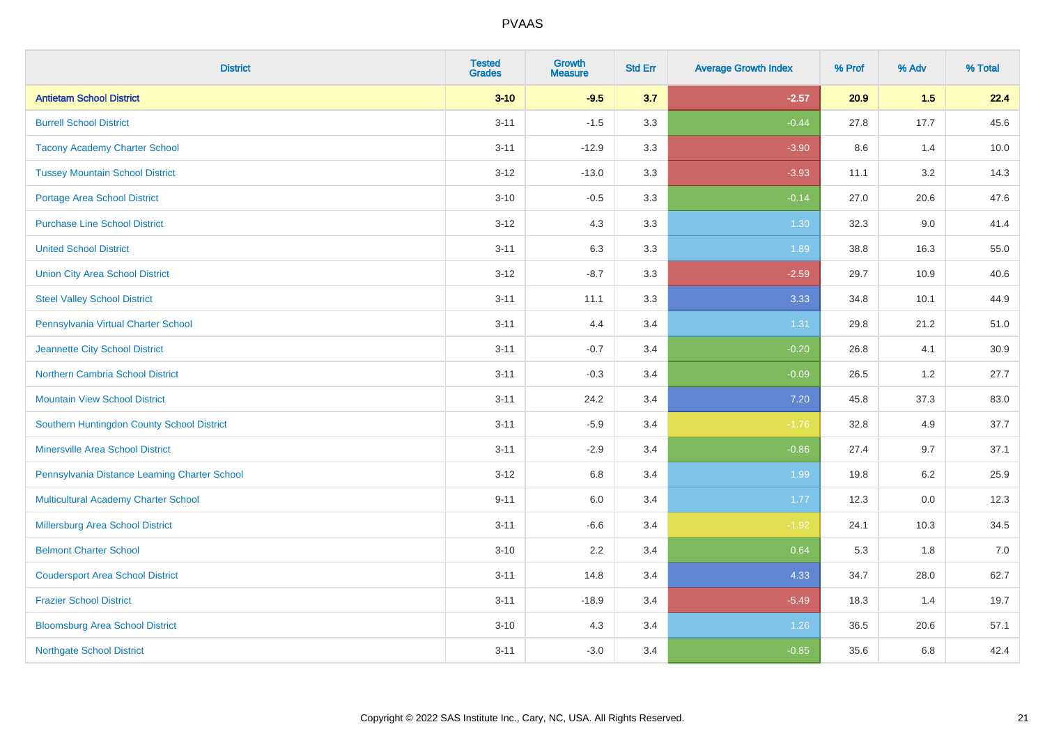# PVAAS

| District | Tested Grades | Growth Measure | Std Err | Average Growth Index | % Prof | % Adv | % Total |
|---|---|---|---|---|---|---|---|
| **Antietam School District** | **3-10** | **-9.5** | **3.7** | **-2.57** | **20.9** | **1.5** | **22.4** |
| Burrell School District | 3-11 | -1.5 | 3.3 | -0.44 | 27.8 | 17.7 | 45.6 |
| Tacony Academy Charter School | 3-11 | -12.9 | 3.3 | -3.90 | 8.6 | 1.4 | 10.0 |
| Tussey Mountain School District | 3-12 | -13.0 | 3.3 | -3.93 | 11.1 | 3.2 | 14.3 |
| Portage Area School District | 3-10 | -0.5 | 3.3 | -0.14 | 27.0 | 20.6 | 47.6 |
| Purchase Line School District | 3-12 | 4.3 | 3.3 | 1.30 | 32.3 | 9.0 | 41.4 |
| United School District | 3-11 | 6.3 | 3.3 | 1.89 | 38.8 | 16.3 | 55.0 |
| Union City Area School District | 3-12 | -8.7 | 3.3 | -2.59 | 29.7 | 10.9 | 40.6 |
| Steel Valley School District | 3-11 | 11.1 | 3.3 | 3.33 | 34.8 | 10.1 | 44.9 |
| Pennsylvania Virtual Charter School | 3-11 | 4.4 | 3.4 | 1.31 | 29.8 | 21.2 | 51.0 |
| Jeannette City School District | 3-11 | -0.7 | 3.4 | -0.20 | 26.8 | 4.1 | 30.9 |
| Northern Cambria School District | 3-11 | -0.3 | 3.4 | -0.09 | 26.5 | 1.2 | 27.7 |
| Mountain View School District | 3-11 | 24.2 | 3.4 | 7.20 | 45.8 | 37.3 | 83.0 |
| Southern Huntingdon County School District | 3-11 | -5.9 | 3.4 | -1.76 | 32.8 | 4.9 | 37.7 |
| Minersville Area School District | 3-11 | -2.9 | 3.4 | -0.86 | 27.4 | 9.7 | 37.1 |
| Pennsylvania Distance Learning Charter School | 3-12 | 6.8 | 3.4 | 1.99 | 19.8 | 6.2 | 25.9 |
| Multicultural Academy Charter School | 9-11 | 6.0 | 3.4 | 1.77 | 12.3 | 0.0 | 12.3 |
| Millersburg Area School District | 3-11 | -6.6 | 3.4 | -1.92 | 24.1 | 10.3 | 34.5 |
| Belmont Charter School | 3-10 | 2.2 | 3.4 | 0.64 | 5.3 | 1.8 | 7.0 |
| Coudersport Area School District | 3-11 | 14.8 | 3.4 | 4.33 | 34.7 | 28.0 | 62.7 |
| Frazier School District | 3-11 | -18.9 | 3.4 | -5.49 | 18.3 | 1.4 | 19.7 |
| Bloomsburg Area School District | 3-10 | 4.3 | 3.4 | 1.26 | 36.5 | 20.6 | 57.1 |
| Northgate School District | 3-11 | -3.0 | 3.4 | -0.85 | 35.6 | 6.8 | 42.4 |

Copyright © 2022 SAS Institute Inc., Cary, NC, USA. All Rights Reserved.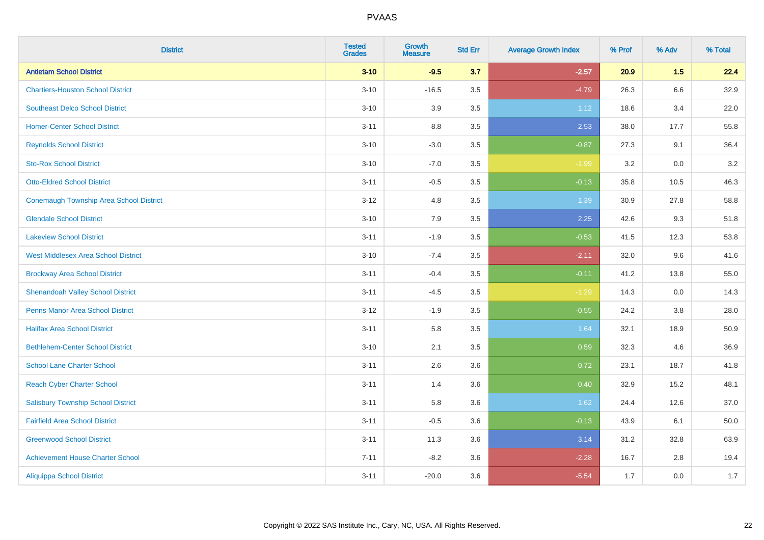| District | Tested Grades | Growth Measure | Std Err | Average Growth Index | % Prof | % Adv | % Total |
|---|---|---|---|---|---|---|---|
| **Antietam School District** | **3-10** | **-9.5** | **3.7** | **-2.57** | **20.9** | **1.5** | **22.4** |
| Chartiers-Houston School District | 3-10 | -16.5 | 3.5 | -4.79 | 26.3 | 6.6 | 32.9 |
| Southeast Delco School District | 3-10 | 3.9 | 3.5 | 1.12 | 18.6 | 3.4 | 22.0 |
| Homer-Center School District | 3-11 | 8.8 | 3.5 | 2.53 | 38.0 | 17.7 | 55.8 |
| Reynolds School District | 3-10 | -3.0 | 3.5 | -0.87 | 27.3 | 9.1 | 36.4 |
| Sto-Rox School District | 3-10 | -7.0 | 3.5 | -1.99 | 3.2 | 0.0 | 3.2 |
| Otto-Eldred School District | 3-11 | -0.5 | 3.5 | -0.13 | 35.8 | 10.5 | 46.3 |
| Conemaugh Township Area School District | 3-12 | 4.8 | 3.5 | 1.39 | 30.9 | 27.8 | 58.8 |
| Glendale School District | 3-10 | 7.9 | 3.5 | 2.25 | 42.6 | 9.3 | 51.8 |
| Lakeview School District | 3-11 | -1.9 | 3.5 | -0.53 | 41.5 | 12.3 | 53.8 |
| West Middlesex Area School District | 3-10 | -7.4 | 3.5 | -2.11 | 32.0 | 9.6 | 41.6 |
| Brockway Area School District | 3-11 | -0.4 | 3.5 | -0.11 | 41.2 | 13.8 | 55.0 |
| Shenandoah Valley School District | 3-11 | -4.5 | 3.5 | -1.29 | 14.3 | 0.0 | 14.3 |
| Penns Manor Area School District | 3-12 | -1.9 | 3.5 | -0.55 | 24.2 | 3.8 | 28.0 |
| Halifax Area School District | 3-11 | 5.8 | 3.5 | 1.64 | 32.1 | 18.9 | 50.9 |
| Bethlehem-Center School District | 3-10 | 2.1 | 3.5 | 0.59 | 32.3 | 4.6 | 36.9 |
| School Lane Charter School | 3-11 | 2.6 | 3.6 | 0.72 | 23.1 | 18.7 | 41.8 |
| Reach Cyber Charter School | 3-11 | 1.4 | 3.6 | 0.40 | 32.9 | 15.2 | 48.1 |
| Salisbury Township School District | 3-11 | 5.8 | 3.6 | 1.62 | 24.4 | 12.6 | 37.0 |
| Fairfield Area School District | 3-11 | -0.5 | 3.6 | -0.13 | 43.9 | 6.1 | 50.0 |
| Greenwood School District | 3-11 | 11.3 | 3.6 | 3.14 | 31.2 | 32.8 | 63.9 |
| Achievement House Charter School | 7-11 | -8.2 | 3.6 | -2.28 | 16.7 | 2.8 | 19.4 |
| Aliquippa School District | 3-11 | -20.0 | 3.6 | -5.54 | 1.7 | 0.0 | 1.7 |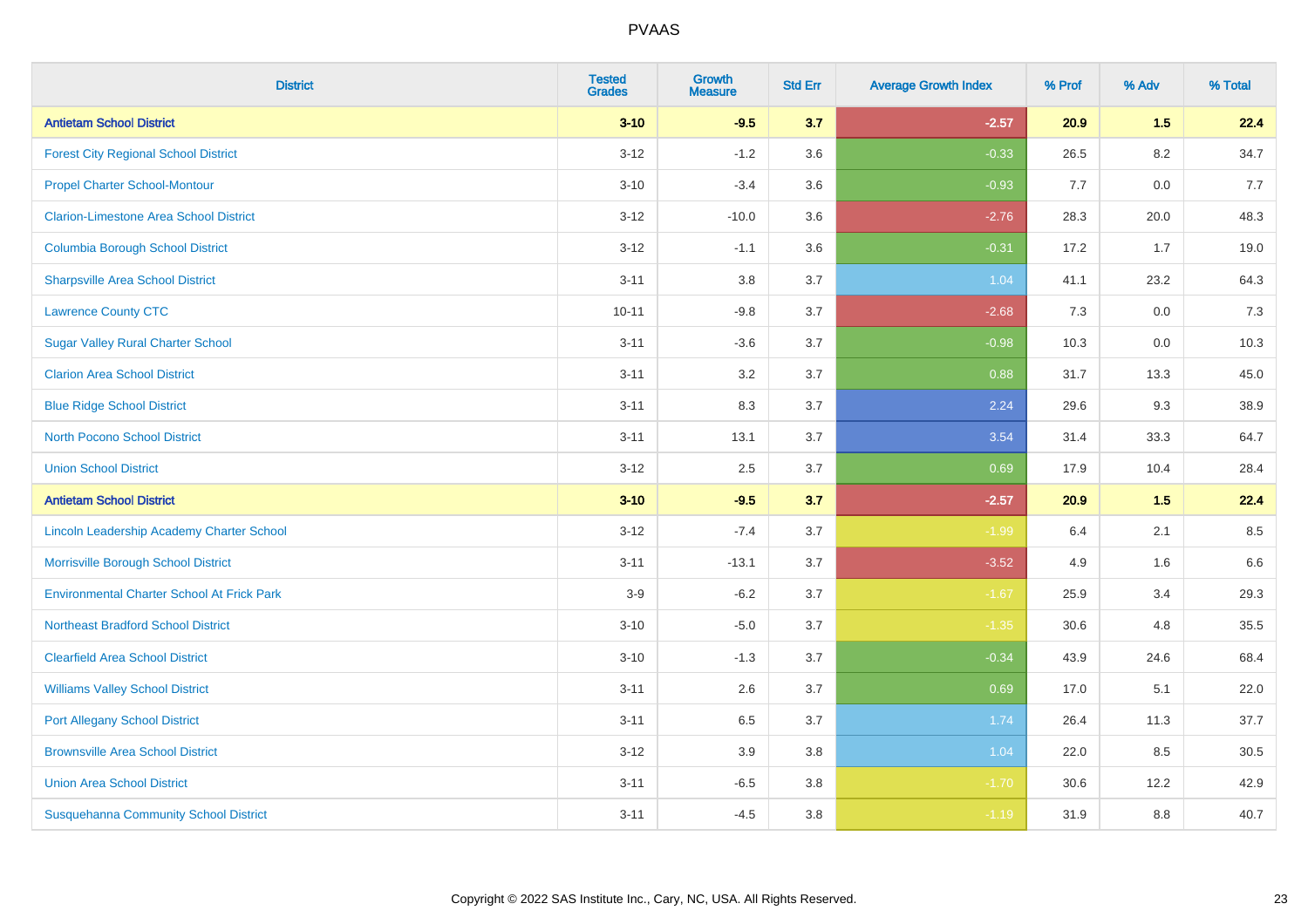| District | Tested Grades | Growth Measure | Std Err | Average Growth Index | % Prof | % Adv | % Total |
|---|---|---|---|---|---|---|---|
| **Antietam School District** | **3-10** | **-9.5** | **3.7** | **-2.57** | **20.9** | **1.5** | **22.4** |
| Forest City Regional School District | 3-12 | -1.2 | 3.6 | -0.33 | 26.5 | 8.2 | 34.7 |
| Propel Charter School-Montour | 3-10 | -3.4 | 3.6 | -0.93 | 7.7 | 0.0 | 7.7 |
| Clarion-Limestone Area School District | 3-12 | -10.0 | 3.6 | -2.76 | 28.3 | 20.0 | 48.3 |
| Columbia Borough School District | 3-12 | -1.1 | 3.6 | -0.31 | 17.2 | 1.7 | 19.0 |
| Sharpsville Area School District | 3-11 | 3.8 | 3.7 | 1.04 | 41.1 | 23.2 | 64.3 |
| Lawrence County CTC | 10-11 | -9.8 | 3.7 | -2.68 | 7.3 | 0.0 | 7.3 |
| Sugar Valley Rural Charter School | 3-11 | -3.6 | 3.7 | -0.98 | 10.3 | 0.0 | 10.3 |
| Clarion Area School District | 3-11 | 3.2 | 3.7 | 0.88 | 31.7 | 13.3 | 45.0 |
| Blue Ridge School District | 3-11 | 8.3 | 3.7 | 2.24 | 29.6 | 9.3 | 38.9 |
| North Pocono School District | 3-11 | 13.1 | 3.7 | 3.54 | 31.4 | 33.3 | 64.7 |
| Union School District | 3-12 | 2.5 | 3.7 | 0.69 | 17.9 | 10.4 | 28.4 |
| **Antietam School District** | **3-10** | **-9.5** | **3.7** | **-2.57** | **20.9** | **1.5** | **22.4** |
| Lincoln Leadership Academy Charter School | 3-12 | -7.4 | 3.7 | -1.99 | 6.4 | 2.1 | 8.5 |
| Morrisville Borough School District | 3-11 | -13.1 | 3.7 | -3.52 | 4.9 | 1.6 | 6.6 |
| Environmental Charter School At Frick Park | 3-9 | -6.2 | 3.7 | -1.67 | 25.9 | 3.4 | 29.3 |
| Northeast Bradford School District | 3-10 | -5.0 | 3.7 | -1.35 | 30.6 | 4.8 | 35.5 |
| Clearfield Area School District | 3-10 | -1.3 | 3.7 | -0.34 | 43.9 | 24.6 | 68.4 |
| Williams Valley School District | 3-11 | 2.6 | 3.7 | 0.69 | 17.0 | 5.1 | 22.0 |
| Port Allegany School District | 3-11 | 6.5 | 3.7 | 1.74 | 26.4 | 11.3 | 37.7 |
| Brownsville Area School District | 3-12 | 3.9 | 3.8 | 1.04 | 22.0 | 8.5 | 30.5 |
| Union Area School District | 3-11 | -6.5 | 3.8 | -1.70 | 30.6 | 12.2 | 42.9 |
| Susquehanna Community School District | 3-11 | -4.5 | 3.8 | -1.19 | 31.9 | 8.8 | 40.7 |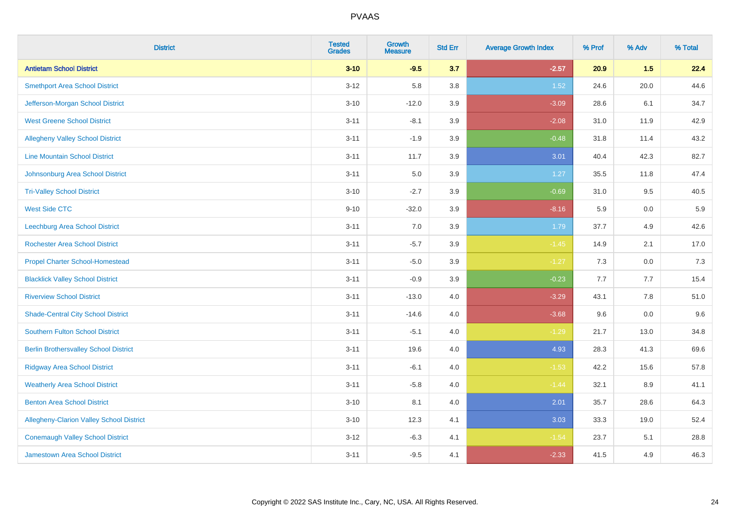PVAAS

| District | Tested Grades | Growth Measure | Std Err | Average Growth Index | % Prof | % Adv | % Total |
|---|---|---|---|---|---|---|---|
| **Antietam School District** | **3-10** | **-9.5** | **3.7** | **-2.57** | **20.9** | **1.5** | **22.4** |
| Smethport Area School District | 3-12 | 5.8 | 3.8 | 1.52 | 24.6 | 20.0 | 44.6 |
| Jefferson-Morgan School District | 3-10 | -12.0 | 3.9 | -3.09 | 28.6 | 6.1 | 34.7 |
| West Greene School District | 3-11 | -8.1 | 3.9 | -2.08 | 31.0 | 11.9 | 42.9 |
| Allegheny Valley School District | 3-11 | -1.9 | 3.9 | -0.48 | 31.8 | 11.4 | 43.2 |
| Line Mountain School District | 3-11 | 11.7 | 3.9 | 3.01 | 40.4 | 42.3 | 82.7 |
| Johnsonburg Area School District | 3-11 | 5.0 | 3.9 | 1.27 | 35.5 | 11.8 | 47.4 |
| Tri-Valley School District | 3-10 | -2.7 | 3.9 | -0.69 | 31.0 | 9.5 | 40.5 |
| West Side CTC | 9-10 | -32.0 | 3.9 | -8.16 | 5.9 | 0.0 | 5.9 |
| Leechburg Area School District | 3-11 | 7.0 | 3.9 | 1.79 | 37.7 | 4.9 | 42.6 |
| Rochester Area School District | 3-11 | -5.7 | 3.9 | -1.45 | 14.9 | 2.1 | 17.0 |
| Propel Charter School-Homestead | 3-11 | -5.0 | 3.9 | -1.27 | 7.3 | 0.0 | 7.3 |
| Blacklick Valley School District | 3-11 | -0.9 | 3.9 | -0.23 | 7.7 | 7.7 | 15.4 |
| Riverview School District | 3-11 | -13.0 | 4.0 | -3.29 | 43.1 | 7.8 | 51.0 |
| Shade-Central City School District | 3-11 | -14.6 | 4.0 | -3.68 | 9.6 | 0.0 | 9.6 |
| Southern Fulton School District | 3-11 | -5.1 | 4.0 | -1.29 | 21.7 | 13.0 | 34.8 |
| Berlin Brothersvalley School District | 3-11 | 19.6 | 4.0 | 4.93 | 28.3 | 41.3 | 69.6 |
| Ridgway Area School District | 3-11 | -6.1 | 4.0 | -1.53 | 42.2 | 15.6 | 57.8 |
| Weatherly Area School District | 3-11 | -5.8 | 4.0 | -1.44 | 32.1 | 8.9 | 41.1 |
| Benton Area School District | 3-10 | 8.1 | 4.0 | 2.01 | 35.7 | 28.6 | 64.3 |
| Allegheny-Clarion Valley School District | 3-10 | 12.3 | 4.1 | 3.03 | 33.3 | 19.0 | 52.4 |
| Conemaugh Valley School District | 3-12 | -6.3 | 4.1 | -1.54 | 23.7 | 5.1 | 28.8 |
| Jamestown Area School District | 3-11 | -9.5 | 4.1 | -2.33 | 41.5 | 4.9 | 46.3 |

Copyright © 2022 SAS Institute Inc., Cary, NC, USA. All Rights Reserved.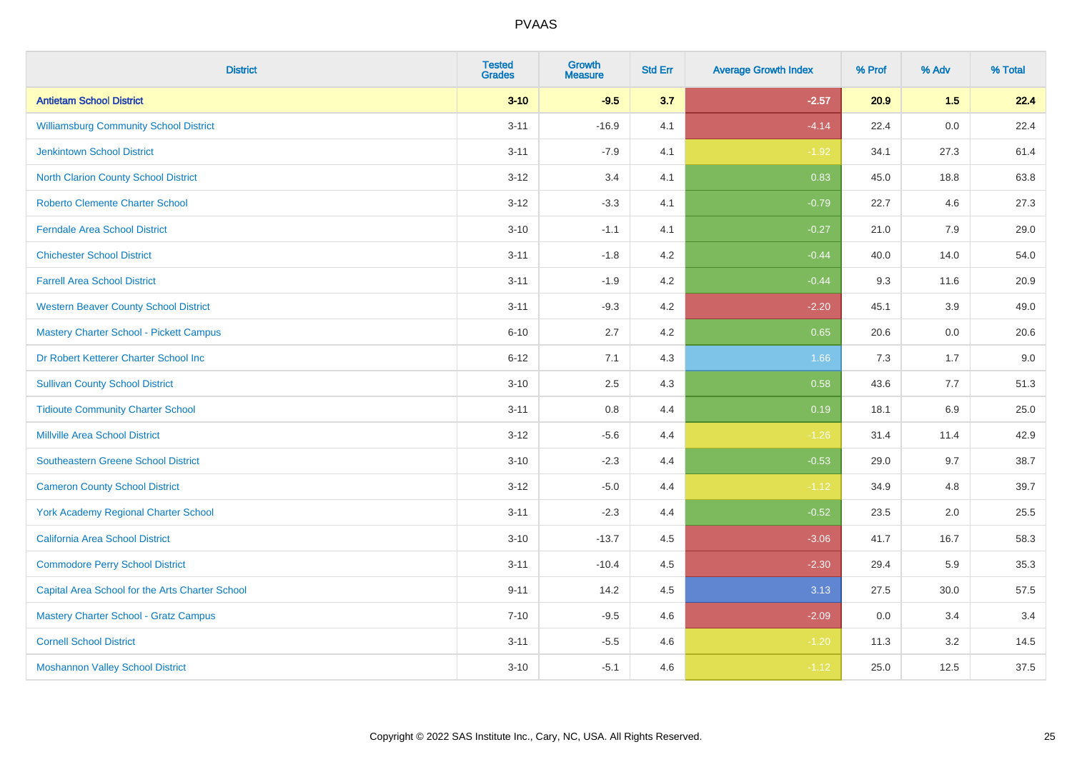| District | Tested Grades | Growth Measure | Std Err | Average Growth Index | % Prof | % Adv | % Total |
|---|---|---|---|---|---|---|---|
| **Antietam School District** | **3-10** | **-9.5** | **3.7** | **-2.57** | **20.9** | **1.5** | **22.4** |
| Williamsburg Community School District | 3-11 | -16.9 | 4.1 | -4.14 | 22.4 | 0.0 | 22.4 |
| Jenkintown School District | 3-11 | -7.9 | 4.1 | -1.92 | 34.1 | 27.3 | 61.4 |
| North Clarion County School District | 3-12 | 3.4 | 4.1 | 0.83 | 45.0 | 18.8 | 63.8 |
| Roberto Clemente Charter School | 3-12 | -3.3 | 4.1 | -0.79 | 22.7 | 4.6 | 27.3 |
| Ferndale Area School District | 3-10 | -1.1 | 4.1 | -0.27 | 21.0 | 7.9 | 29.0 |
| Chichester School District | 3-11 | -1.8 | 4.2 | -0.44 | 40.0 | 14.0 | 54.0 |
| Farrell Area School District | 3-11 | -1.9 | 4.2 | -0.44 | 9.3 | 11.6 | 20.9 |
| Western Beaver County School District | 3-11 | -9.3 | 4.2 | -2.20 | 45.1 | 3.9 | 49.0 |
| Mastery Charter School - Pickett Campus | 6-10 | 2.7 | 4.2 | 0.65 | 20.6 | 0.0 | 20.6 |
| Dr Robert Ketterer Charter School Inc | 6-12 | 7.1 | 4.3 | 1.66 | 7.3 | 1.7 | 9.0 |
| Sullivan County School District | 3-10 | 2.5 | 4.3 | 0.58 | 43.6 | 7.7 | 51.3 |
| Tidioute Community Charter School | 3-11 | 0.8 | 4.4 | 0.19 | 18.1 | 6.9 | 25.0 |
| Millville Area School District | 3-12 | -5.6 | 4.4 | -1.26 | 31.4 | 11.4 | 42.9 |
| Southeastern Greene School District | 3-10 | -2.3 | 4.4 | -0.53 | 29.0 | 9.7 | 38.7 |
| Cameron County School District | 3-12 | -5.0 | 4.4 | -1.12 | 34.9 | 4.8 | 39.7 |
| York Academy Regional Charter School | 3-11 | -2.3 | 4.4 | -0.52 | 23.5 | 2.0 | 25.5 |
| California Area School District | 3-10 | -13.7 | 4.5 | -3.06 | 41.7 | 16.7 | 58.3 |
| Commodore Perry School District | 3-11 | -10.4 | 4.5 | -2.30 | 29.4 | 5.9 | 35.3 |
| Capital Area School for the Arts Charter School | 9-11 | 14.2 | 4.5 | 3.13 | 27.5 | 30.0 | 57.5 |
| Mastery Charter School - Gratz Campus | 7-10 | -9.5 | 4.6 | -2.09 | 0.0 | 3.4 | 3.4 |
| Cornell School District | 3-11 | -5.5 | 4.6 | -1.20 | 11.3 | 3.2 | 14.5 |
| Moshannon Valley School District | 3-10 | -5.1 | 4.6 | -1.12 | 25.0 | 12.5 | 37.5 |

Copyright © 2022 SAS Institute Inc., Cary, NC, USA. All Rights Reserved.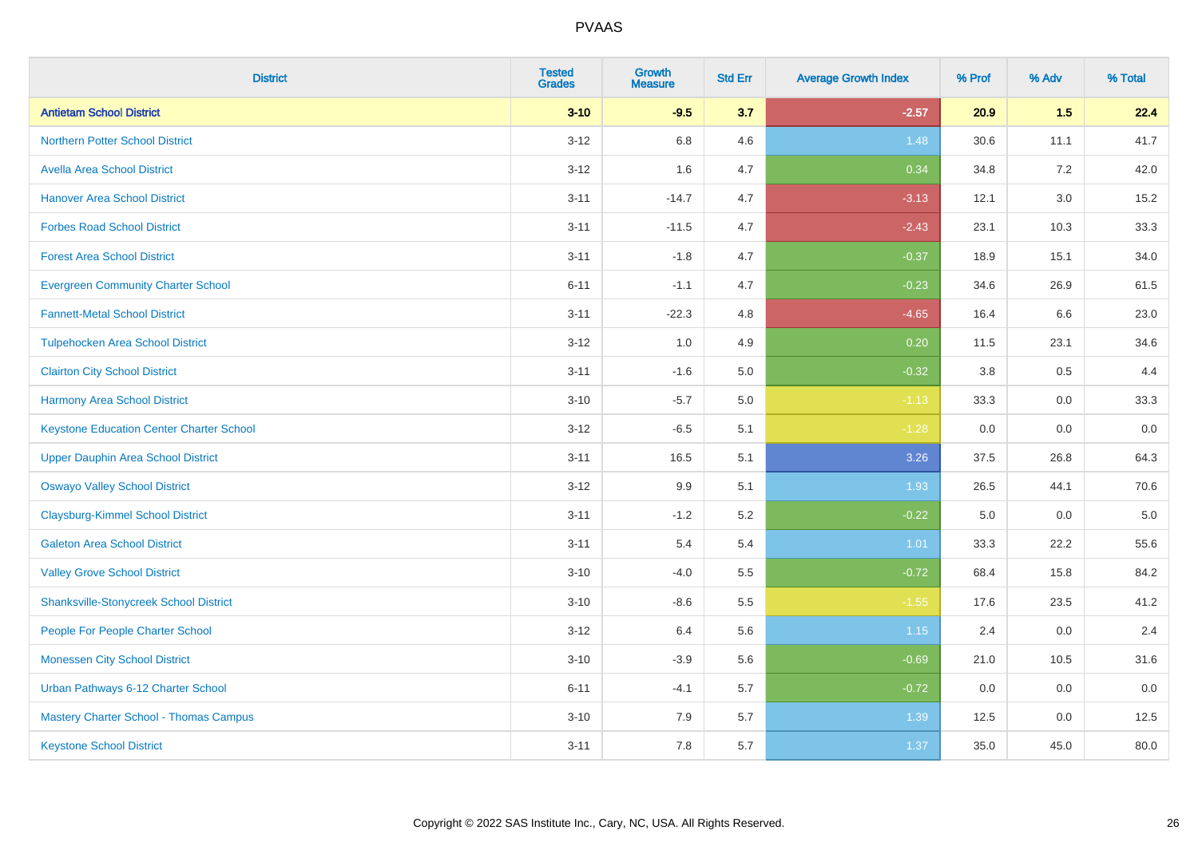# PVAAS

| District | Tested Grades | Growth Measure | Std Err | Average Growth Index | % Prof | % Adv | % Total |
|---|---|---|---|---|---|---|---|
| **Antietam School District** | **3-10** | **-9.5** | **3.7** | **-2.57** | **20.9** | **1.5** | **22.4** |
| Northern Potter School District | 3-12 | 6.8 | 4.6 | 1.48 | 30.6 | 11.1 | 41.7 |
| Avella Area School District | 3-12 | 1.6 | 4.7 | 0.34 | 34.8 | 7.2 | 42.0 |
| Hanover Area School District | 3-11 | -14.7 | 4.7 | -3.13 | 12.1 | 3.0 | 15.2 |
| Forbes Road School District | 3-11 | -11.5 | 4.7 | -2.43 | 23.1 | 10.3 | 33.3 |
| Forest Area School District | 3-11 | -1.8 | 4.7 | -0.37 | 18.9 | 15.1 | 34.0 |
| Evergreen Community Charter School | 6-11 | -1.1 | 4.7 | -0.23 | 34.6 | 26.9 | 61.5 |
| Fannett-Metal School District | 3-11 | -22.3 | 4.8 | -4.65 | 16.4 | 6.6 | 23.0 |
| Tulpehocken Area School District | 3-12 | 1.0 | 4.9 | 0.20 | 11.5 | 23.1 | 34.6 |
| Clairton City School District | 3-11 | -1.6 | 5.0 | -0.32 | 3.8 | 0.5 | 4.4 |
| Harmony Area School District | 3-10 | -5.7 | 5.0 | -1.13 | 33.3 | 0.0 | 33.3 |
| Keystone Education Center Charter School | 3-12 | -6.5 | 5.1 | -1.28 | 0.0 | 0.0 | 0.0 |
| Upper Dauphin Area School District | 3-11 | 16.5 | 5.1 | 3.26 | 37.5 | 26.8 | 64.3 |
| Oswayo Valley School District | 3-12 | 9.9 | 5.1 | 1.93 | 26.5 | 44.1 | 70.6 |
| Claysburg-Kimmel School District | 3-11 | -1.2 | 5.2 | -0.22 | 5.0 | 0.0 | 5.0 |
| Galeton Area School District | 3-11 | 5.4 | 5.4 | 1.01 | 33.3 | 22.2 | 55.6 |
| Valley Grove School District | 3-10 | -4.0 | 5.5 | -0.72 | 68.4 | 15.8 | 84.2 |
| Shanksville-Stonycreek School District | 3-10 | -8.6 | 5.5 | -1.55 | 17.6 | 23.5 | 41.2 |
| People For People Charter School | 3-12 | 6.4 | 5.6 | 1.15 | 2.4 | 0.0 | 2.4 |
| Monessen City School District | 3-10 | -3.9 | 5.6 | -0.69 | 21.0 | 10.5 | 31.6 |
| Urban Pathways 6-12 Charter School | 6-11 | -4.1 | 5.7 | -0.72 | 0.0 | 0.0 | 0.0 |
| Mastery Charter School - Thomas Campus | 3-10 | 7.9 | 5.7 | 1.39 | 12.5 | 0.0 | 12.5 |
| Keystone School District | 3-11 | 7.8 | 5.7 | 1.37 | 35.0 | 45.0 | 80.0 |

Copyright © 2022 SAS Institute Inc., Cary, NC, USA. All Rights Reserved.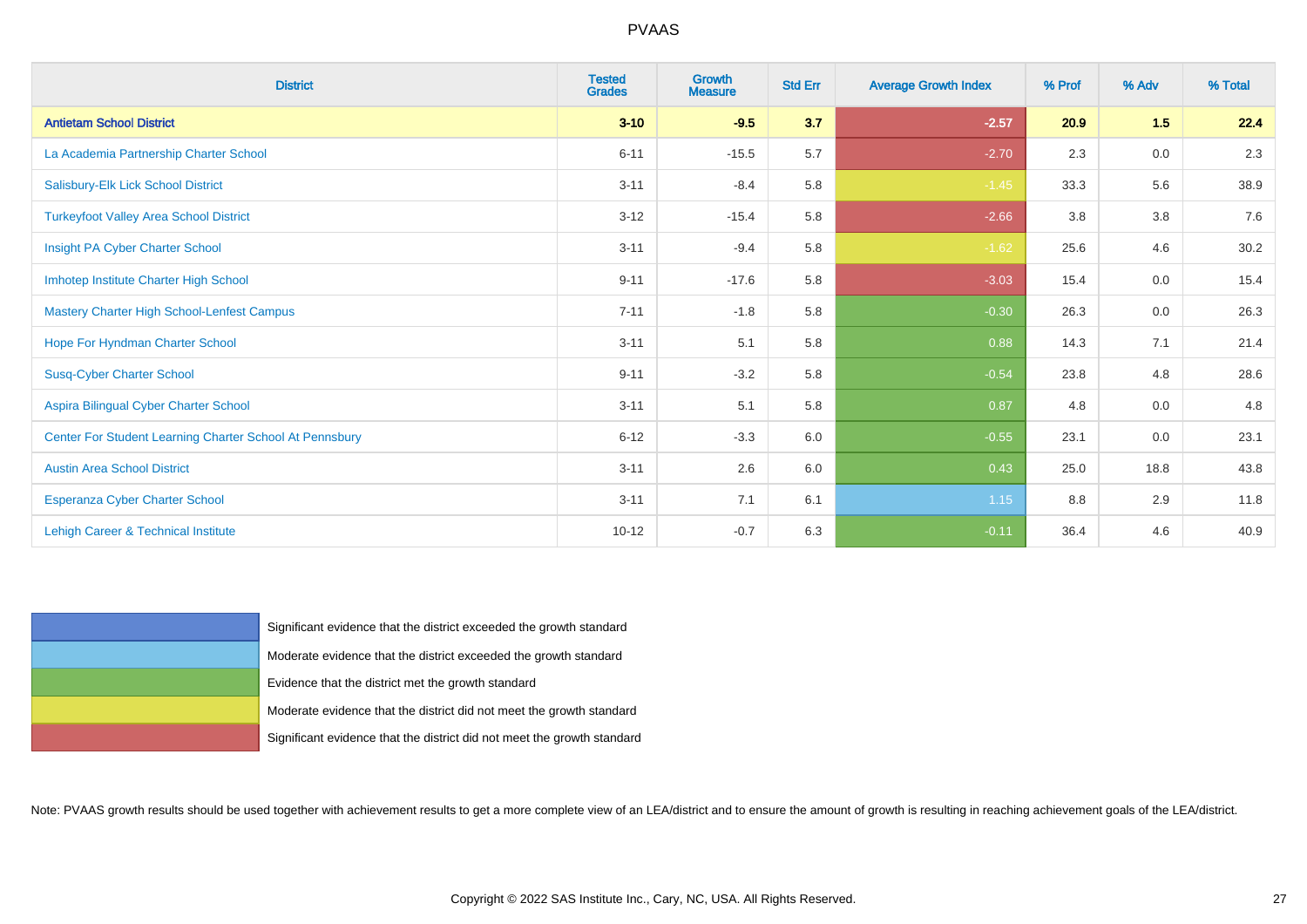# PVAAS

| District | Tested Grades | Growth Measure | Std Err | Average Growth Index | % Prof | % Adv | % Total |
|---|---|---|---|---|---|---|---|
| **Antietam School District** | **3-10** | **-9.5** | **3.7** | **-2.57** | **20.9** | **1.5** | **22.4** |
| La Academia Partnership Charter School | 6-11 | -15.5 | 5.7 | -2.70 | 2.3 | 0.0 | 2.3 |
| Salisbury-Elk Lick School District | 3-11 | -8.4 | 5.8 | -1.45 | 33.3 | 5.6 | 38.9 |
| Turkeyfoot Valley Area School District | 3-12 | -15.4 | 5.8 | -2.66 | 3.8 | 3.8 | 7.6 |
| Insight PA Cyber Charter School | 3-11 | -9.4 | 5.8 | -1.62 | 25.6 | 4.6 | 30.2 |
| Imhotep Institute Charter High School | 9-11 | -17.6 | 5.8 | -3.03 | 15.4 | 0.0 | 15.4 |
| Mastery Charter High School-Lenfest Campus | 7-11 | -1.8 | 5.8 | -0.30 | 26.3 | 0.0 | 26.3 |
| Hope For Hyndman Charter School | 3-11 | 5.1 | 5.8 | 0.88 | 14.3 | 7.1 | 21.4 |
| Susq-Cyber Charter School | 9-11 | -3.2 | 5.8 | -0.54 | 23.8 | 4.8 | 28.6 |
| Aspira Bilingual Cyber Charter School | 3-11 | 5.1 | 5.8 | 0.87 | 4.8 | 0.0 | 4.8 |
| Center For Student Learning Charter School At Pennsbury | 6-12 | -3.3 | 6.0 | -0.55 | 23.1 | 0.0 | 23.1 |
| Austin Area School District | 3-11 | 2.6 | 6.0 | 0.43 | 25.0 | 18.8 | 43.8 |
| Esperanza Cyber Charter School | 3-11 | 7.1 | 6.1 | 1.15 | 8.8 | 2.9 | 11.8 |
| Lehigh Career & Technical Institute | 10-12 | -0.7 | 6.3 | -0.11 | 36.4 | 4.6 | 40.9 |

- Significant evidence that the district exceeded the growth standard
- Moderate evidence that the district exceeded the growth standard
- Evidence that the district met the growth standard
- Moderate evidence that the district did not meet the growth standard
- Significant evidence that the district did not meet the growth standard

Note: PVAAS growth results should be used together with achievement results to get a more complete view of an LEA/district and to ensure the amount of growth is resulting in reaching achievement goals of the LEA/district.

Copyright © 2022 SAS Institute Inc., Cary, NC, USA. All Rights Reserved.